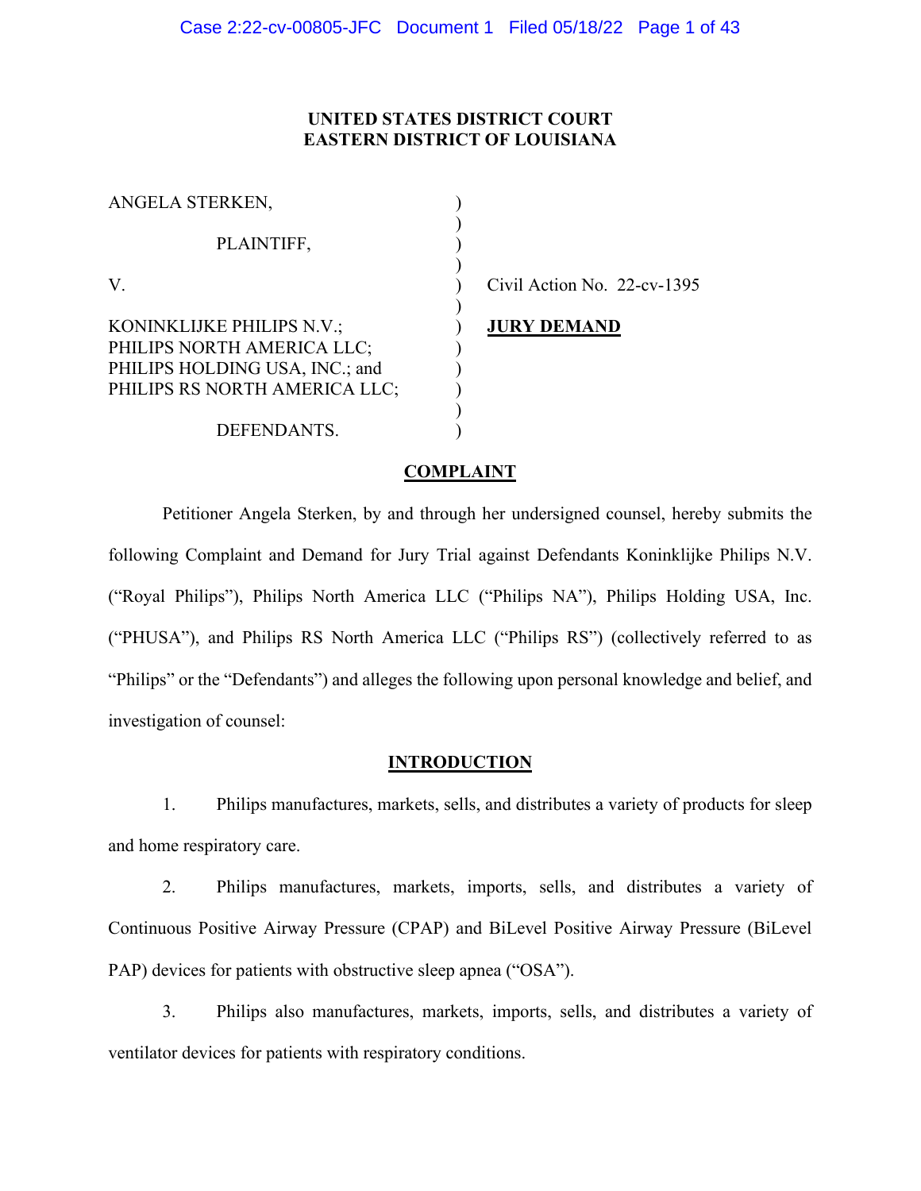**UNITED STATES DISTRICT COURT**
**EASTERN DISTRICT OF LOUISIANA**

| | | |
|---|---|---|
| ANGELA STERKEN, | ) | |
| PLAINTIFF, | ) | |
| V. | ) | Civil Action No. 22-cv-1395 |
| KONINKLIJKE PHILIPS N.V.; PHILIPS NORTH AMERICA LLC; PHILIPS HOLDING USA, INC.; and PHILIPS RS NORTH AMERICA LLC; | ) | **JURY DEMAND** |
| DEFENDANTS. | ) | |

## COMPLAINT

Petitioner Angela Sterken, by and through her undersigned counsel, hereby submits the following Complaint and Demand for Jury Trial against Defendants Koninklijke Philips N.V. ("Royal Philips"), Philips North America LLC ("Philips NA"), Philips Holding USA, Inc. ("PHUSA"), and Philips RS North America LLC ("Philips RS") (collectively referred to as "Philips" or the "Defendants") and alleges the following upon personal knowledge and belief, and investigation of counsel:

## INTRODUCTION

1. Philips manufactures, markets, sells, and distributes a variety of products for sleep and home respiratory care.

2. Philips manufactures, markets, imports, sells, and distributes a variety of Continuous Positive Airway Pressure (CPAP) and BiLevel Positive Airway Pressure (BiLevel PAP) devices for patients with obstructive sleep apnea ("OSA").

3. Philips also manufactures, markets, imports, sells, and distributes a variety of ventilator devices for patients with respiratory conditions.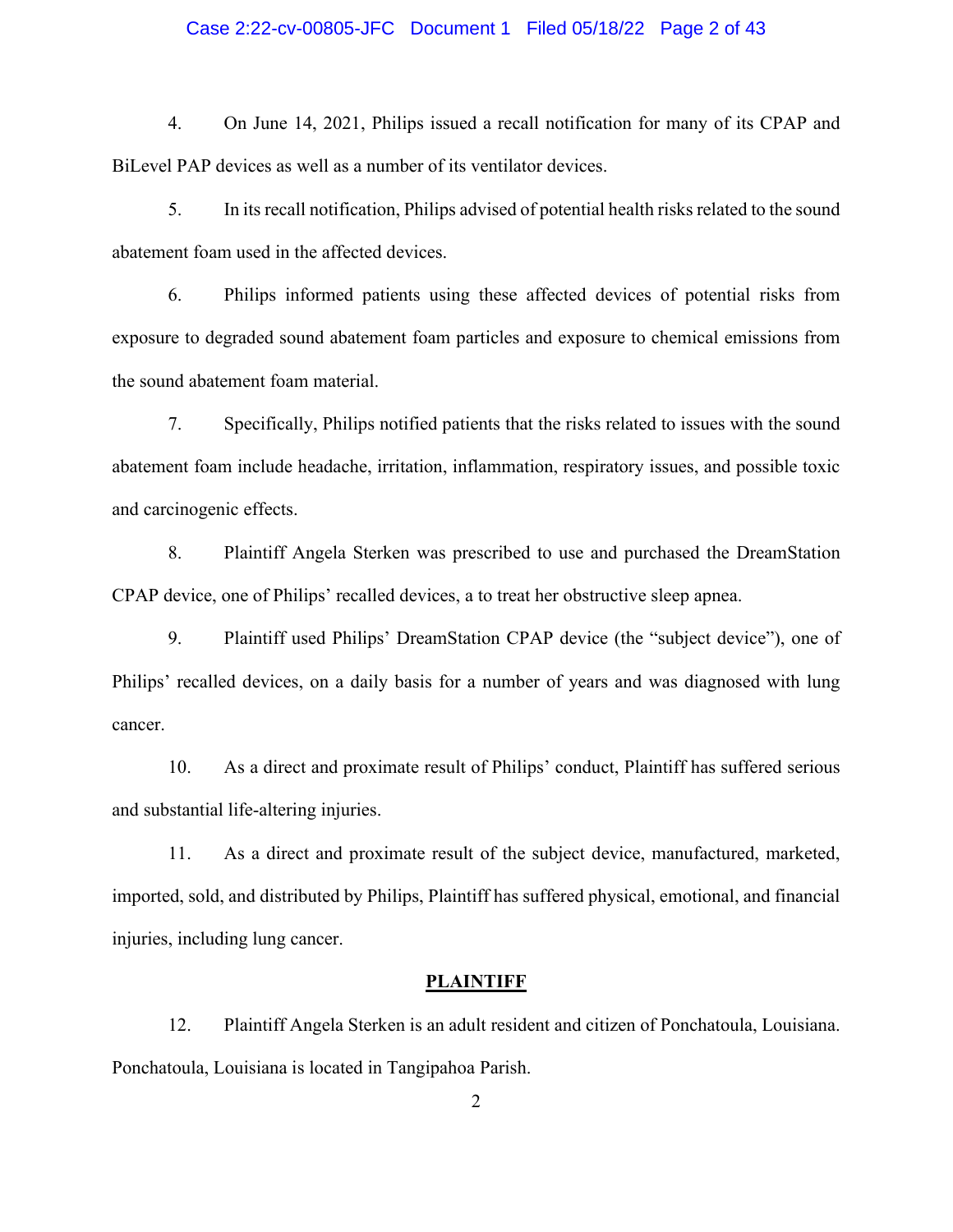4. On June 14, 2021, Philips issued a recall notification for many of its CPAP and BiLevel PAP devices as well as a number of its ventilator devices.

5. In its recall notification, Philips advised of potential health risks related to the sound abatement foam used in the affected devices.

6. Philips informed patients using these affected devices of potential risks from exposure to degraded sound abatement foam particles and exposure to chemical emissions from the sound abatement foam material.

7. Specifically, Philips notified patients that the risks related to issues with the sound abatement foam include headache, irritation, inflammation, respiratory issues, and possible toxic and carcinogenic effects.

8. Plaintiff Angela Sterken was prescribed to use and purchased the DreamStation CPAP device, one of Philips' recalled devices, a to treat her obstructive sleep apnea.

9. Plaintiff used Philips' DreamStation CPAP device (the "subject device"), one of Philips' recalled devices, on a daily basis for a number of years and was diagnosed with lung cancer.

10. As a direct and proximate result of Philips' conduct, Plaintiff has suffered serious and substantial life-altering injuries.

11. As a direct and proximate result of the subject device, manufactured, marketed, imported, sold, and distributed by Philips, Plaintiff has suffered physical, emotional, and financial injuries, including lung cancer.

## PLAINTIFF

12. Plaintiff Angela Sterken is an adult resident and citizen of Ponchatoula, Louisiana. Ponchatoula, Louisiana is located in Tangipahoa Parish.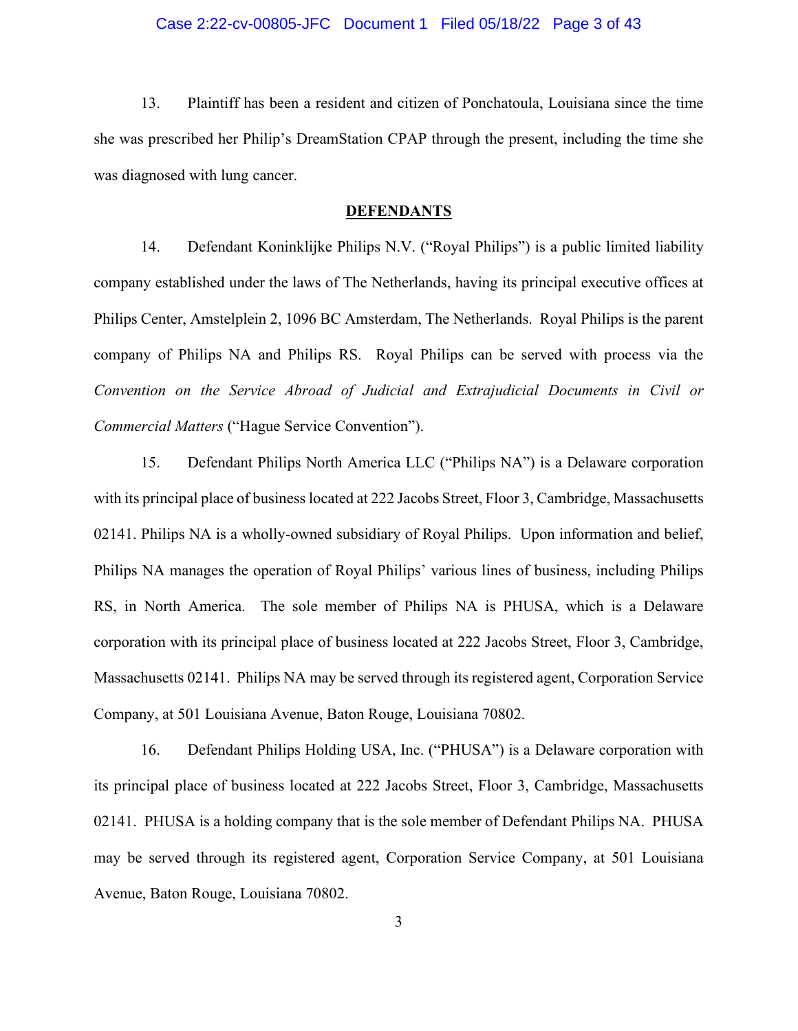13. Plaintiff has been a resident and citizen of Ponchatoula, Louisiana since the time she was prescribed her Philip's DreamStation CPAP through the present, including the time she was diagnosed with lung cancer.

**DEFENDANTS**

14. Defendant Koninklijke Philips N.V. ("Royal Philips") is a public limited liability company established under the laws of The Netherlands, having its principal executive offices at Philips Center, Amstelplein 2, 1096 BC Amsterdam, The Netherlands. Royal Philips is the parent company of Philips NA and Philips RS. Royal Philips can be served with process via the *Convention on the Service Abroad of Judicial and Extrajudicial Documents in Civil or Commercial Matters* ("Hague Service Convention").

15. Defendant Philips North America LLC ("Philips NA") is a Delaware corporation with its principal place of business located at 222 Jacobs Street, Floor 3, Cambridge, Massachusetts 02141. Philips NA is a wholly-owned subsidiary of Royal Philips. Upon information and belief, Philips NA manages the operation of Royal Philips' various lines of business, including Philips RS, in North America. The sole member of Philips NA is PHUSA, which is a Delaware corporation with its principal place of business located at 222 Jacobs Street, Floor 3, Cambridge, Massachusetts 02141. Philips NA may be served through its registered agent, Corporation Service Company, at 501 Louisiana Avenue, Baton Rouge, Louisiana 70802.

16. Defendant Philips Holding USA, Inc. ("PHUSA") is a Delaware corporation with its principal place of business located at 222 Jacobs Street, Floor 3, Cambridge, Massachusetts 02141. PHUSA is a holding company that is the sole member of Defendant Philips NA. PHUSA may be served through its registered agent, Corporation Service Company, at 501 Louisiana Avenue, Baton Rouge, Louisiana 70802.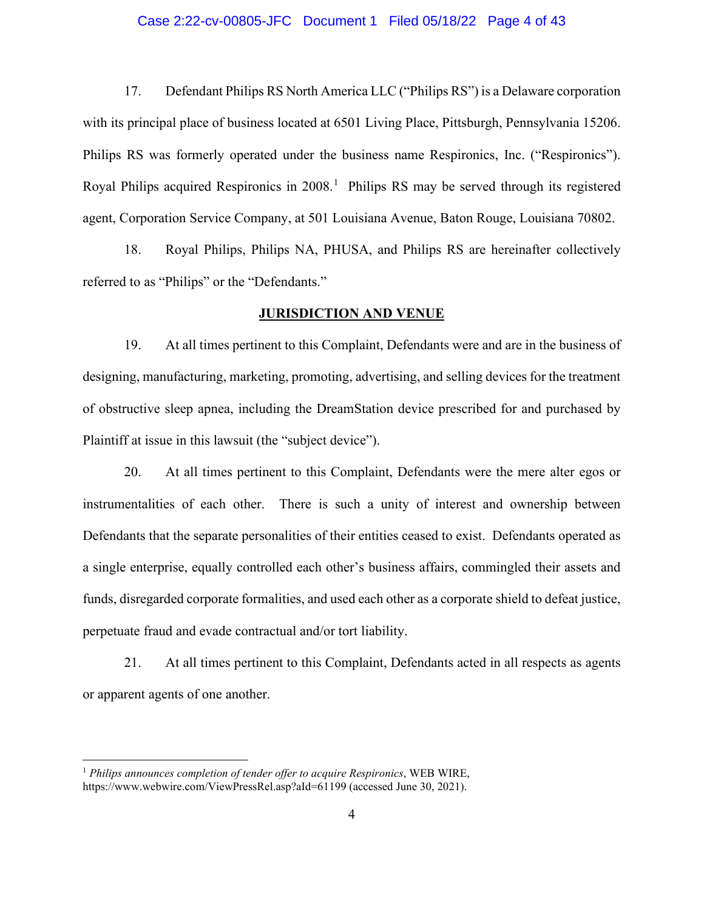17. Defendant Philips RS North America LLC ("Philips RS") is a Delaware corporation with its principal place of business located at 6501 Living Place, Pittsburgh, Pennsylvania 15206. Philips RS was formerly operated under the business name Respironics, Inc. ("Respironics"). Royal Philips acquired Respironics in 2008.[1] Philips RS may be served through its registered agent, Corporation Service Company, at 501 Louisiana Avenue, Baton Rouge, Louisiana 70802.

18. Royal Philips, Philips NA, PHUSA, and Philips RS are hereinafter collectively referred to as "Philips" or the "Defendants."

**JURISDICTION AND VENUE**

19. At all times pertinent to this Complaint, Defendants were and are in the business of designing, manufacturing, marketing, promoting, advertising, and selling devices for the treatment of obstructive sleep apnea, including the DreamStation device prescribed for and purchased by Plaintiff at issue in this lawsuit (the "subject device").

20. At all times pertinent to this Complaint, Defendants were the mere alter egos or instrumentalities of each other. There is such a unity of interest and ownership between Defendants that the separate personalities of their entities ceased to exist. Defendants operated as a single enterprise, equally controlled each other's business affairs, commingled their assets and funds, disregarded corporate formalities, and used each other as a corporate shield to defeat justice, perpetuate fraud and evade contractual and/or tort liability.

21. At all times pertinent to this Complaint, Defendants acted in all respects as agents or apparent agents of one another.

---

[1] *Philips announces completion of tender offer to acquire Respironics*, WEB WIRE, https://www.webwire.com/ViewPressRel.asp?aId=61199 (accessed June 30, 2021).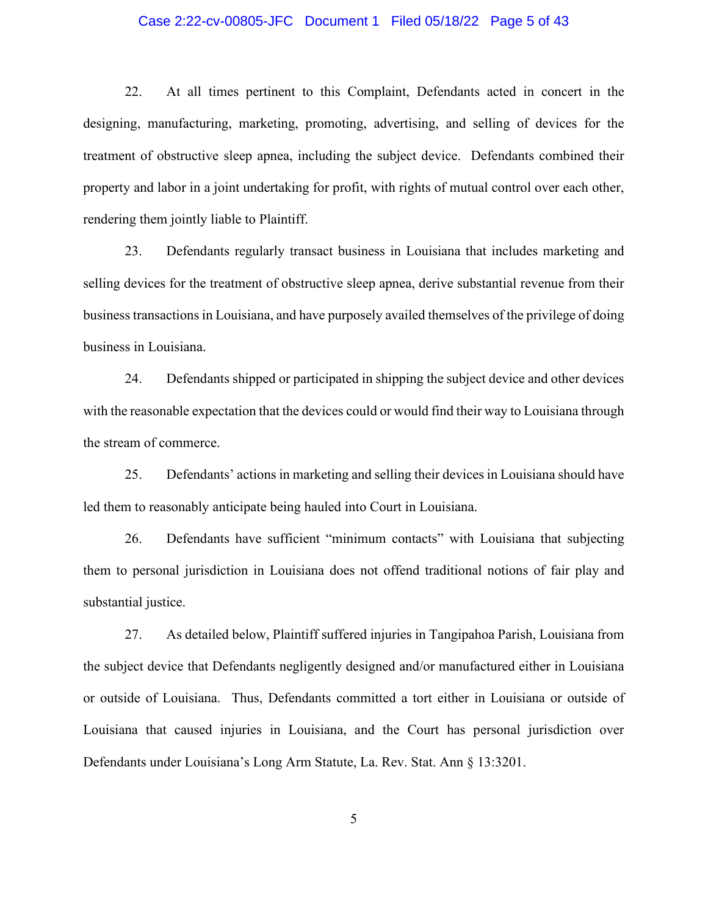22. At all times pertinent to this Complaint, Defendants acted in concert in the designing, manufacturing, marketing, promoting, advertising, and selling of devices for the treatment of obstructive sleep apnea, including the subject device. Defendants combined their property and labor in a joint undertaking for profit, with rights of mutual control over each other, rendering them jointly liable to Plaintiff.

23. Defendants regularly transact business in Louisiana that includes marketing and selling devices for the treatment of obstructive sleep apnea, derive substantial revenue from their business transactions in Louisiana, and have purposely availed themselves of the privilege of doing business in Louisiana.

24. Defendants shipped or participated in shipping the subject device and other devices with the reasonable expectation that the devices could or would find their way to Louisiana through the stream of commerce.

25. Defendants' actions in marketing and selling their devices in Louisiana should have led them to reasonably anticipate being hauled into Court in Louisiana.

26. Defendants have sufficient "minimum contacts" with Louisiana that subjecting them to personal jurisdiction in Louisiana does not offend traditional notions of fair play and substantial justice.

27. As detailed below, Plaintiff suffered injuries in Tangipahoa Parish, Louisiana from the subject device that Defendants negligently designed and/or manufactured either in Louisiana or outside of Louisiana. Thus, Defendants committed a tort either in Louisiana or outside of Louisiana that caused injuries in Louisiana, and the Court has personal jurisdiction over Defendants under Louisiana's Long Arm Statute, La. Rev. Stat. Ann § 13:3201.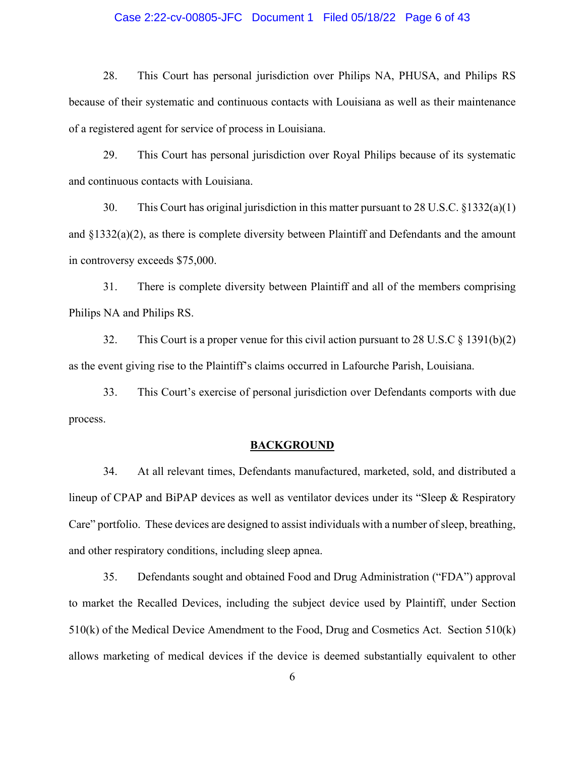28. This Court has personal jurisdiction over Philips NA, PHUSA, and Philips RS because of their systematic and continuous contacts with Louisiana as well as their maintenance of a registered agent for service of process in Louisiana.

29. This Court has personal jurisdiction over Royal Philips because of its systematic and continuous contacts with Louisiana.

30. This Court has original jurisdiction in this matter pursuant to 28 U.S.C. §1332(a)(1) and §1332(a)(2), as there is complete diversity between Plaintiff and Defendants and the amount in controversy exceeds $75,000.

31. There is complete diversity between Plaintiff and all of the members comprising Philips NA and Philips RS.

32. This Court is a proper venue for this civil action pursuant to 28 U.S.C § 1391(b)(2) as the event giving rise to the Plaintiff's claims occurred in Lafourche Parish, Louisiana.

33. This Court's exercise of personal jurisdiction over Defendants comports with due process.

## BACKGROUND

34. At all relevant times, Defendants manufactured, marketed, sold, and distributed a lineup of CPAP and BiPAP devices as well as ventilator devices under its "Sleep & Respiratory Care" portfolio. These devices are designed to assist individuals with a number of sleep, breathing, and other respiratory conditions, including sleep apnea.

35. Defendants sought and obtained Food and Drug Administration ("FDA") approval to market the Recalled Devices, including the subject device used by Plaintiff, under Section 510(k) of the Medical Device Amendment to the Food, Drug and Cosmetics Act. Section 510(k) allows marketing of medical devices if the device is deemed substantially equivalent to other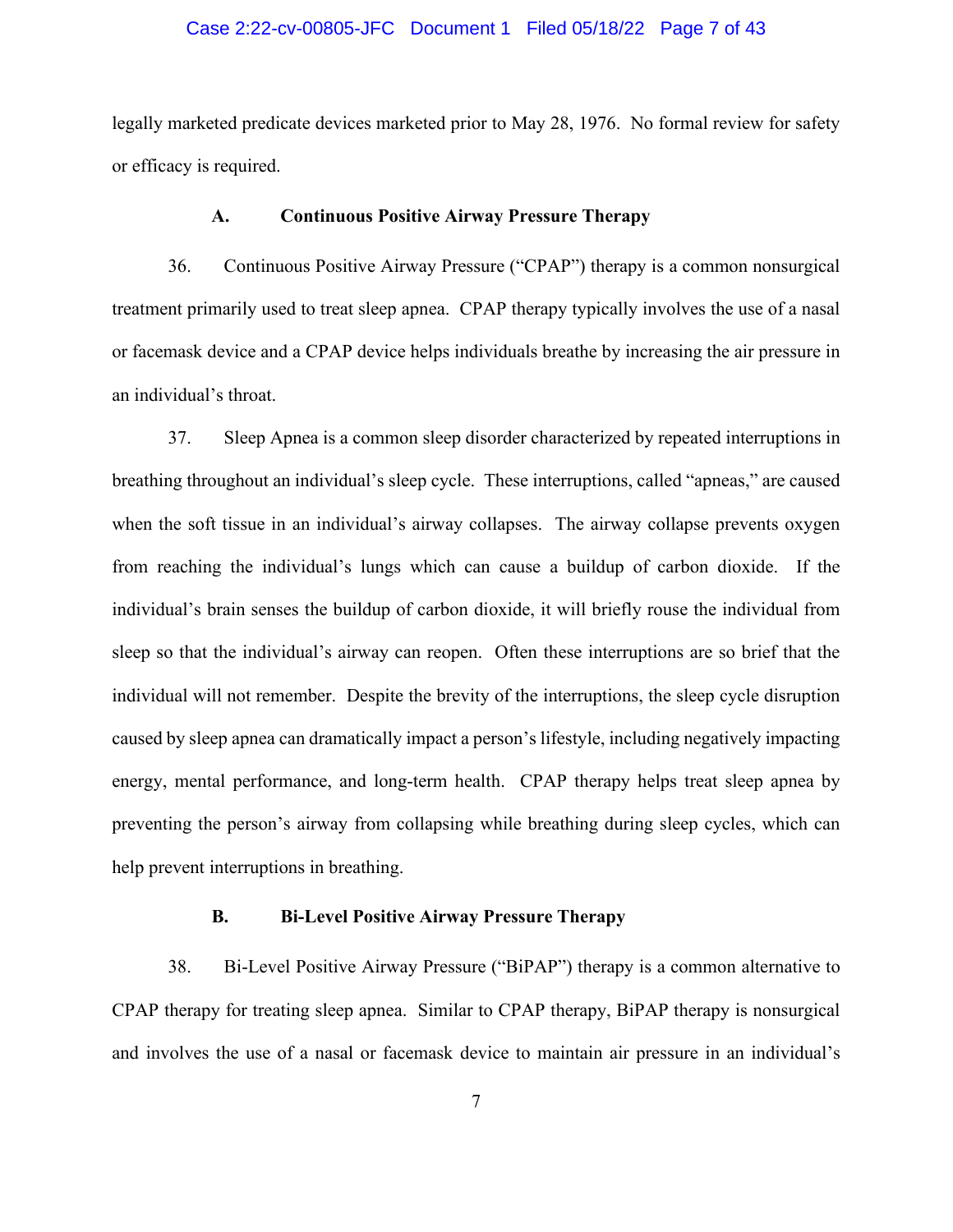legally marketed predicate devices marketed prior to May 28, 1976. No formal review for safety or efficacy is required.

### A. Continuous Positive Airway Pressure Therapy

36. Continuous Positive Airway Pressure ("CPAP") therapy is a common nonsurgical treatment primarily used to treat sleep apnea. CPAP therapy typically involves the use of a nasal or facemask device and a CPAP device helps individuals breathe by increasing the air pressure in an individual's throat.

37. Sleep Apnea is a common sleep disorder characterized by repeated interruptions in breathing throughout an individual's sleep cycle. These interruptions, called "apneas," are caused when the soft tissue in an individual's airway collapses. The airway collapse prevents oxygen from reaching the individual's lungs which can cause a buildup of carbon dioxide. If the individual's brain senses the buildup of carbon dioxide, it will briefly rouse the individual from sleep so that the individual's airway can reopen. Often these interruptions are so brief that the individual will not remember. Despite the brevity of the interruptions, the sleep cycle disruption caused by sleep apnea can dramatically impact a person's lifestyle, including negatively impacting energy, mental performance, and long-term health. CPAP therapy helps treat sleep apnea by preventing the person's airway from collapsing while breathing during sleep cycles, which can help prevent interruptions in breathing.

### B. Bi-Level Positive Airway Pressure Therapy

38. Bi-Level Positive Airway Pressure ("BiPAP") therapy is a common alternative to CPAP therapy for treating sleep apnea. Similar to CPAP therapy, BiPAP therapy is nonsurgical and involves the use of a nasal or facemask device to maintain air pressure in an individual's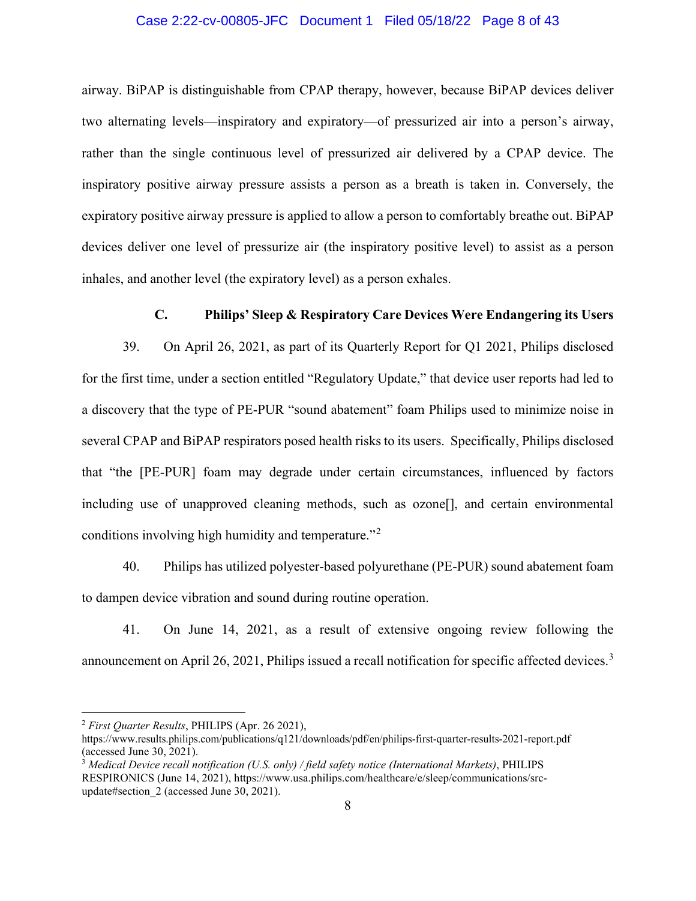airway. BiPAP is distinguishable from CPAP therapy, however, because BiPAP devices deliver two alternating levels—inspiratory and expiratory—of pressurized air into a person's airway, rather than the single continuous level of pressurized air delivered by a CPAP device. The inspiratory positive airway pressure assists a person as a breath is taken in. Conversely, the expiratory positive airway pressure is applied to allow a person to comfortably breathe out. BiPAP devices deliver one level of pressurize air (the inspiratory positive level) to assist as a person inhales, and another level (the expiratory level) as a person exhales.

### C. Philips' Sleep & Respiratory Care Devices Were Endangering its Users

39. On April 26, 2021, as part of its Quarterly Report for Q1 2021, Philips disclosed for the first time, under a section entitled "Regulatory Update," that device user reports had led to a discovery that the type of PE-PUR "sound abatement" foam Philips used to minimize noise in several CPAP and BiPAP respirators posed health risks to its users. Specifically, Philips disclosed that "the [PE-PUR] foam may degrade under certain circumstances, influenced by factors including use of unapproved cleaning methods, such as ozone[], and certain environmental conditions involving high humidity and temperature."[2]

40. Philips has utilized polyester-based polyurethane (PE-PUR) sound abatement foam to dampen device vibration and sound during routine operation.

41. On June 14, 2021, as a result of extensive ongoing review following the announcement on April 26, 2021, Philips issued a recall notification for specific affected devices.[3]

---

[2] *First Quarter Results*, PHILIPS (Apr. 26 2021), https://www.results.philips.com/publications/q121/downloads/pdf/en/philips-first-quarter-results-2021-report.pdf (accessed June 30, 2021).

[3] *Medical Device recall notification (U.S. only) / field safety notice (International Markets)*, PHILIPS RESPIRONICS (June 14, 2021), https://www.usa.philips.com/healthcare/e/sleep/communications/src-update#section_2 (accessed June 30, 2021).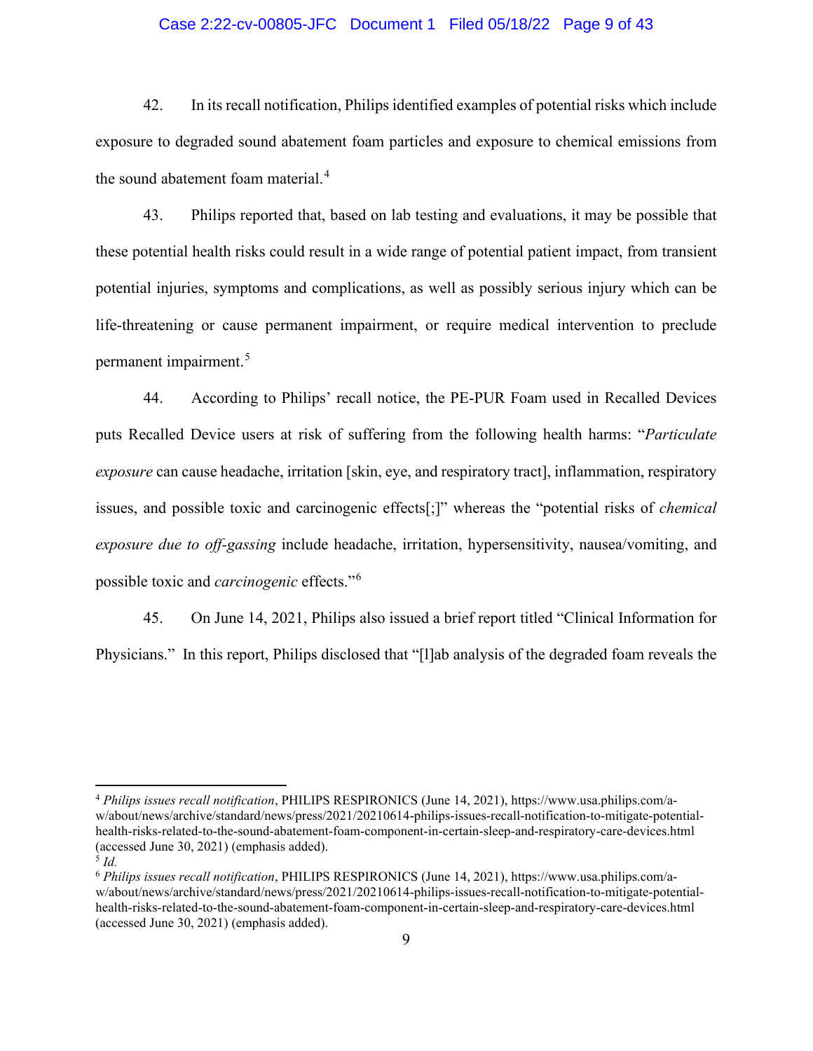42. In its recall notification, Philips identified examples of potential risks which include exposure to degraded sound abatement foam particles and exposure to chemical emissions from the sound abatement foam material.[4]

43. Philips reported that, based on lab testing and evaluations, it may be possible that these potential health risks could result in a wide range of potential patient impact, from transient potential injuries, symptoms and complications, as well as possibly serious injury which can be life-threatening or cause permanent impairment, or require medical intervention to preclude permanent impairment.[5]

44. According to Philips' recall notice, the PE-PUR Foam used in Recalled Devices puts Recalled Device users at risk of suffering from the following health harms: "*Particulate exposure* can cause headache, irritation [skin, eye, and respiratory tract], inflammation, respiratory issues, and possible toxic and carcinogenic effects[;]" whereas the "potential risks of *chemical exposure due to off-gassing* include headache, irritation, hypersensitivity, nausea/vomiting, and possible toxic and *carcinogenic* effects."[6]

45. On June 14, 2021, Philips also issued a brief report titled "Clinical Information for Physicians." In this report, Philips disclosed that "[l]ab analysis of the degraded foam reveals the

---

[4] *Philips issues recall notification*, PHILIPS RESPIRONICS (June 14, 2021), https://www.usa.philips.com/a-w/about/news/archive/standard/news/press/2021/20210614-philips-issues-recall-notification-to-mitigate-potential-health-risks-related-to-the-sound-abatement-foam-component-in-certain-sleep-and-respiratory-care-devices.html (accessed June 30, 2021) (emphasis added).

[5] *Id.*

[6] *Philips issues recall notification*, PHILIPS RESPIRONICS (June 14, 2021), https://www.usa.philips.com/a-w/about/news/archive/standard/news/press/2021/20210614-philips-issues-recall-notification-to-mitigate-potential-health-risks-related-to-the-sound-abatement-foam-component-in-certain-sleep-and-respiratory-care-devices.html (accessed June 30, 2021) (emphasis added).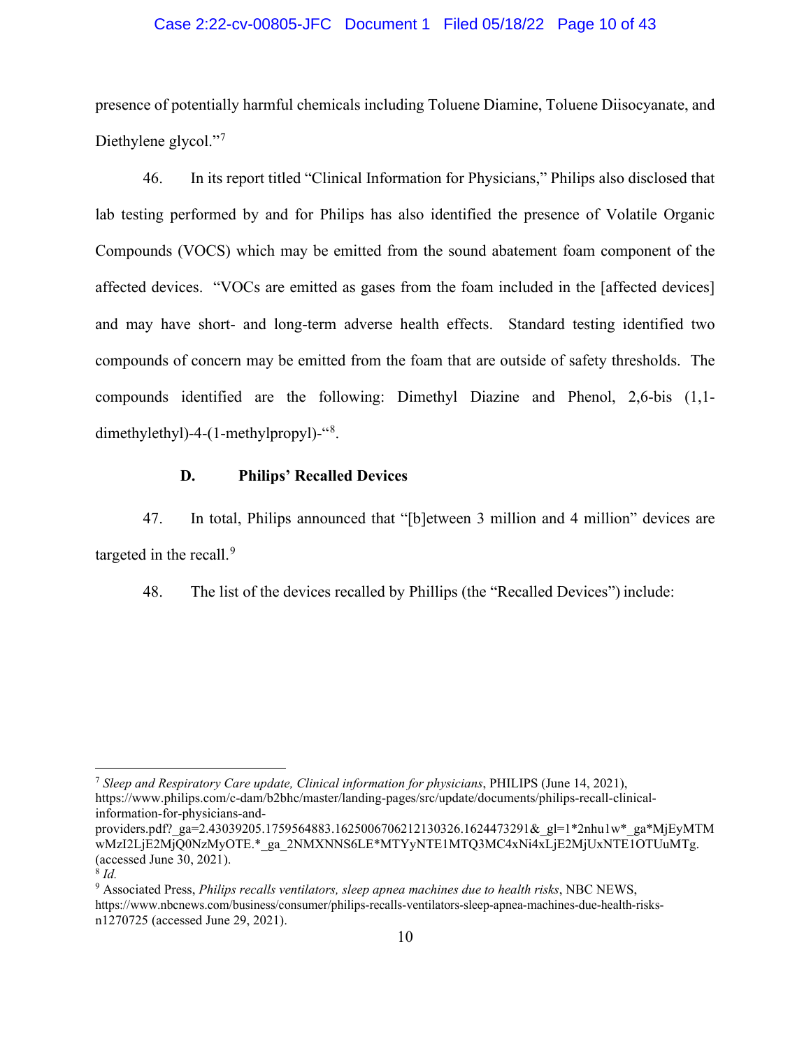presence of potentially harmful chemicals including Toluene Diamine, Toluene Diisocyanate, and Diethylene glycol."[7]

46. In its report titled "Clinical Information for Physicians," Philips also disclosed that lab testing performed by and for Philips has also identified the presence of Volatile Organic Compounds (VOCS) which may be emitted from the sound abatement foam component of the affected devices. "VOCs are emitted as gases from the foam included in the [affected devices] and may have short- and long-term adverse health effects. Standard testing identified two compounds of concern may be emitted from the foam that are outside of safety thresholds. The compounds identified are the following: Dimethyl Diazine and Phenol, 2,6-bis (1,1-dimethylethyl)-4-(1-methylpropyl)-"[8].

### D. Philips' Recalled Devices

47. In total, Philips announced that "[b]etween 3 million and 4 million" devices are targeted in the recall.[9]

48. The list of the devices recalled by Phillips (the "Recalled Devices") include:

---

[7] *Sleep and Respiratory Care update, Clinical information for physicians*, PHILIPS (June 14, 2021), https://www.philips.com/c-dam/b2bhc/master/landing-pages/src/update/documents/philips-recall-clinical-information-for-physicians-and-providers.pdf?_ga=2.43039205.1759564883.1625006706212130326.1624473291&_gl=1*2nhu1w*_ga*MjEyMTMwMzI2LjE2MjQ0NzMyOTE.*_ga_2NMXNNS6LE*MTYyNTE1MTQ3MC4xNi4xLjE2MjUxNTE1OTUuMTg. (accessed June 30, 2021).

[8] *Id.*

[9] Associated Press, *Philips recalls ventilators, sleep apnea machines due to health risks*, NBC NEWS, https://www.nbcnews.com/business/consumer/philips-recalls-ventilators-sleep-apnea-machines-due-health-risks-n1270725 (accessed June 29, 2021).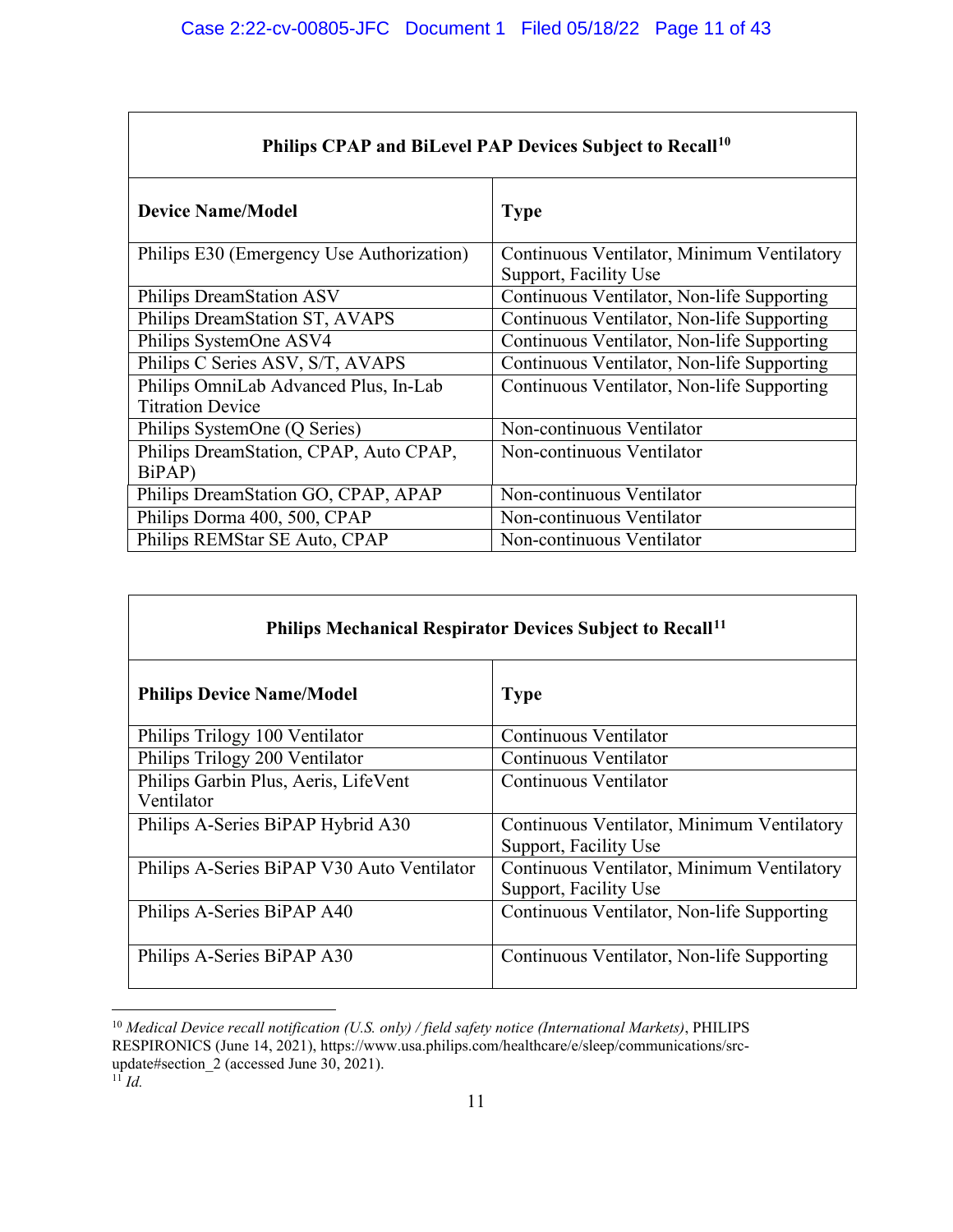| Philips CPAP and BiLevel PAP Devices Subject to Recall[10] | |
|---|---|
| **Device Name/Model** | **Type** |
| Philips E30 (Emergency Use Authorization) | Continuous Ventilator, Minimum Ventilatory Support, Facility Use |
| Philips DreamStation ASV | Continuous Ventilator, Non-life Supporting |
| Philips DreamStation ST, AVAPS | Continuous Ventilator, Non-life Supporting |
| Philips SystemOne ASV4 | Continuous Ventilator, Non-life Supporting |
| Philips C Series ASV, S/T, AVAPS | Continuous Ventilator, Non-life Supporting |
| Philips OmniLab Advanced Plus, In-Lab Titration Device | Continuous Ventilator, Non-life Supporting |
| Philips SystemOne (Q Series) | Non-continuous Ventilator |
| Philips DreamStation, CPAP, Auto CPAP, BiPAP) | Non-continuous Ventilator |
| Philips DreamStation GO, CPAP, APAP | Non-continuous Ventilator |
| Philips Dorma 400, 500, CPAP | Non-continuous Ventilator |
| Philips REMStar SE Auto, CPAP | Non-continuous Ventilator |

| Philips Mechanical Respirator Devices Subject to Recall[11] | |
|---|---|
| **Philips Device Name/Model** | **Type** |
| Philips Trilogy 100 Ventilator | Continuous Ventilator |
| Philips Trilogy 200 Ventilator | Continuous Ventilator |
| Philips Garbin Plus, Aeris, LifeVent Ventilator | Continuous Ventilator |
| Philips A-Series BiPAP Hybrid A30 | Continuous Ventilator, Minimum Ventilatory Support, Facility Use |
| Philips A-Series BiPAP V30 Auto Ventilator | Continuous Ventilator, Minimum Ventilatory Support, Facility Use |
| Philips A-Series BiPAP A40 | Continuous Ventilator, Non-life Supporting |
| Philips A-Series BiPAP A30 | Continuous Ventilator, Non-life Supporting |

---

[10] *Medical Device recall notification (U.S. only) / field safety notice (International Markets)*, PHILIPS RESPIRONICS (June 14, 2021), https://www.usa.philips.com/healthcare/e/sleep/communications/src-update#section_2 (accessed June 30, 2021).

[11] *Id.*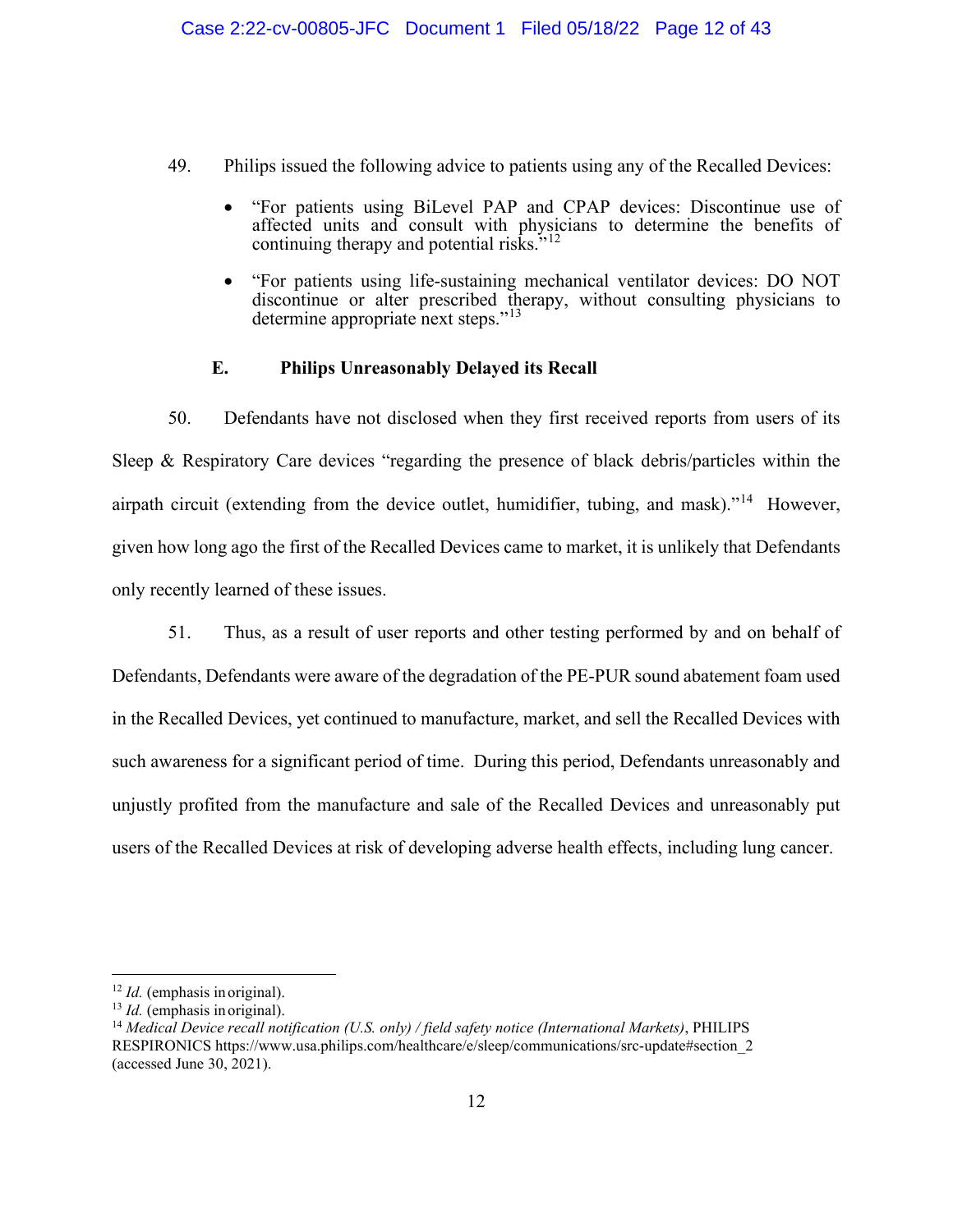49. Philips issued the following advice to patients using any of the Recalled Devices:

- "For patients using BiLevel PAP and CPAP devices: Discontinue use of affected units and consult with physicians to determine the benefits of continuing therapy and potential risks."[12]
- "For patients using life-sustaining mechanical ventilator devices: DO NOT discontinue or alter prescribed therapy, without consulting physicians to determine appropriate next steps."[13]

### E. Philips Unreasonably Delayed its Recall

50. Defendants have not disclosed when they first received reports from users of its Sleep & Respiratory Care devices "regarding the presence of black debris/particles within the airpath circuit (extending from the device outlet, humidifier, tubing, and mask)."[14] However, given how long ago the first of the Recalled Devices came to market, it is unlikely that Defendants only recently learned of these issues.

51. Thus, as a result of user reports and other testing performed by and on behalf of Defendants, Defendants were aware of the degradation of the PE-PUR sound abatement foam used in the Recalled Devices, yet continued to manufacture, market, and sell the Recalled Devices with such awareness for a significant period of time. During this period, Defendants unreasonably and unjustly profited from the manufacture and sale of the Recalled Devices and unreasonably put users of the Recalled Devices at risk of developing adverse health effects, including lung cancer.

---

[12] *Id.* (emphasis in original).

[13] *Id.* (emphasis in original).

[14] *Medical Device recall notification (U.S. only) / field safety notice (International Markets)*, PHILIPS RESPIRONICS https://www.usa.philips.com/healthcare/e/sleep/communications/src-update#section_2 (accessed June 30, 2021).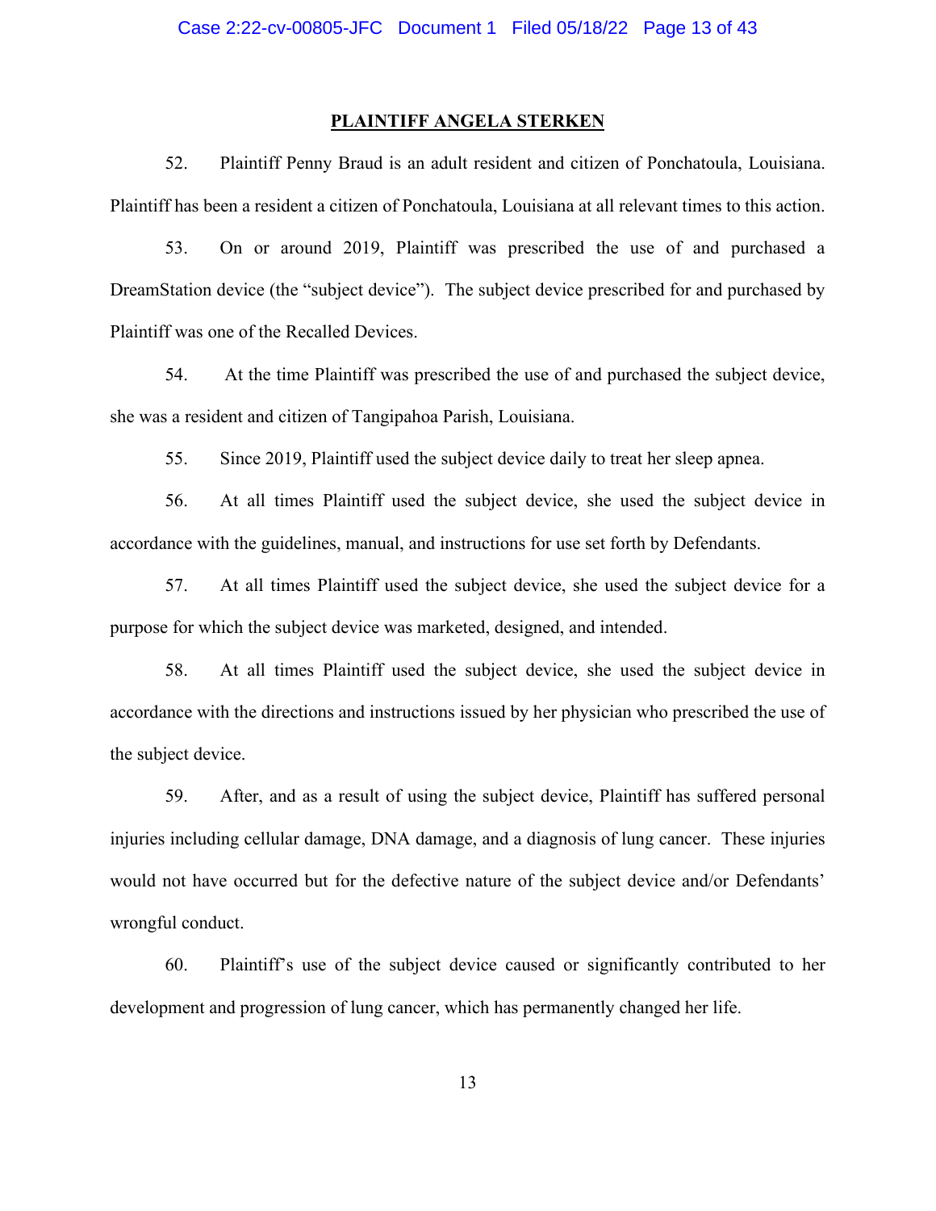## PLAINTIFF ANGELA STERKEN

52. Plaintiff Penny Braud is an adult resident and citizen of Ponchatoula, Louisiana. Plaintiff has been a resident a citizen of Ponchatoula, Louisiana at all relevant times to this action.

53. On or around 2019, Plaintiff was prescribed the use of and purchased a DreamStation device (the "subject device"). The subject device prescribed for and purchased by Plaintiff was one of the Recalled Devices.

54. At the time Plaintiff was prescribed the use of and purchased the subject device, she was a resident and citizen of Tangipahoa Parish, Louisiana.

55. Since 2019, Plaintiff used the subject device daily to treat her sleep apnea.

56. At all times Plaintiff used the subject device, she used the subject device in accordance with the guidelines, manual, and instructions for use set forth by Defendants.

57. At all times Plaintiff used the subject device, she used the subject device for a purpose for which the subject device was marketed, designed, and intended.

58. At all times Plaintiff used the subject device, she used the subject device in accordance with the directions and instructions issued by her physician who prescribed the use of the subject device.

59. After, and as a result of using the subject device, Plaintiff has suffered personal injuries including cellular damage, DNA damage, and a diagnosis of lung cancer. These injuries would not have occurred but for the defective nature of the subject device and/or Defendants' wrongful conduct.

60. Plaintiff's use of the subject device caused or significantly contributed to her development and progression of lung cancer, which has permanently changed her life.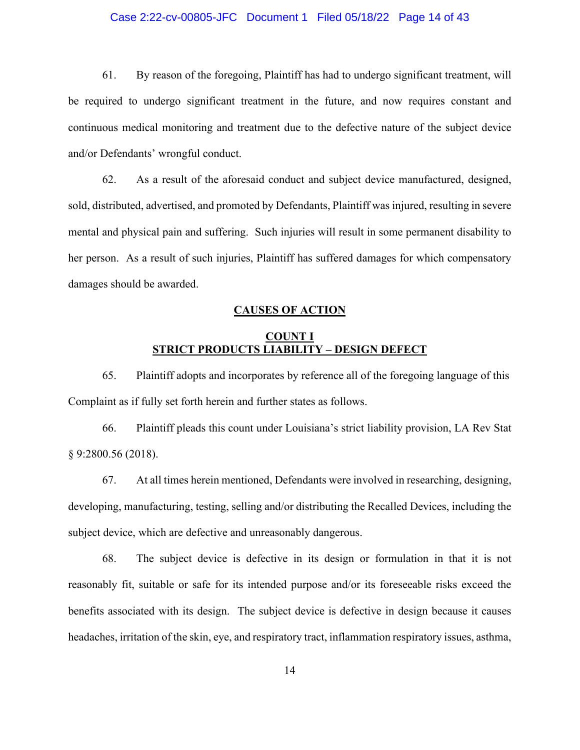61. By reason of the foregoing, Plaintiff has had to undergo significant treatment, will be required to undergo significant treatment in the future, and now requires constant and continuous medical monitoring and treatment due to the defective nature of the subject device and/or Defendants' wrongful conduct.

62. As a result of the aforesaid conduct and subject device manufactured, designed, sold, distributed, advertised, and promoted by Defendants, Plaintiff was injured, resulting in severe mental and physical pain and suffering. Such injuries will result in some permanent disability to her person. As a result of such injuries, Plaintiff has suffered damages for which compensatory damages should be awarded.

## CAUSES OF ACTION

### COUNT I
### STRICT PRODUCTS LIABILITY – DESIGN DEFECT

65. Plaintiff adopts and incorporates by reference all of the foregoing language of this Complaint as if fully set forth herein and further states as follows.

66. Plaintiff pleads this count under Louisiana's strict liability provision, LA Rev Stat § 9:2800.56 (2018).

67. At all times herein mentioned, Defendants were involved in researching, designing, developing, manufacturing, testing, selling and/or distributing the Recalled Devices, including the subject device, which are defective and unreasonably dangerous.

68. The subject device is defective in its design or formulation in that it is not reasonably fit, suitable or safe for its intended purpose and/or its foreseeable risks exceed the benefits associated with its design. The subject device is defective in design because it causes headaches, irritation of the skin, eye, and respiratory tract, inflammation respiratory issues, asthma,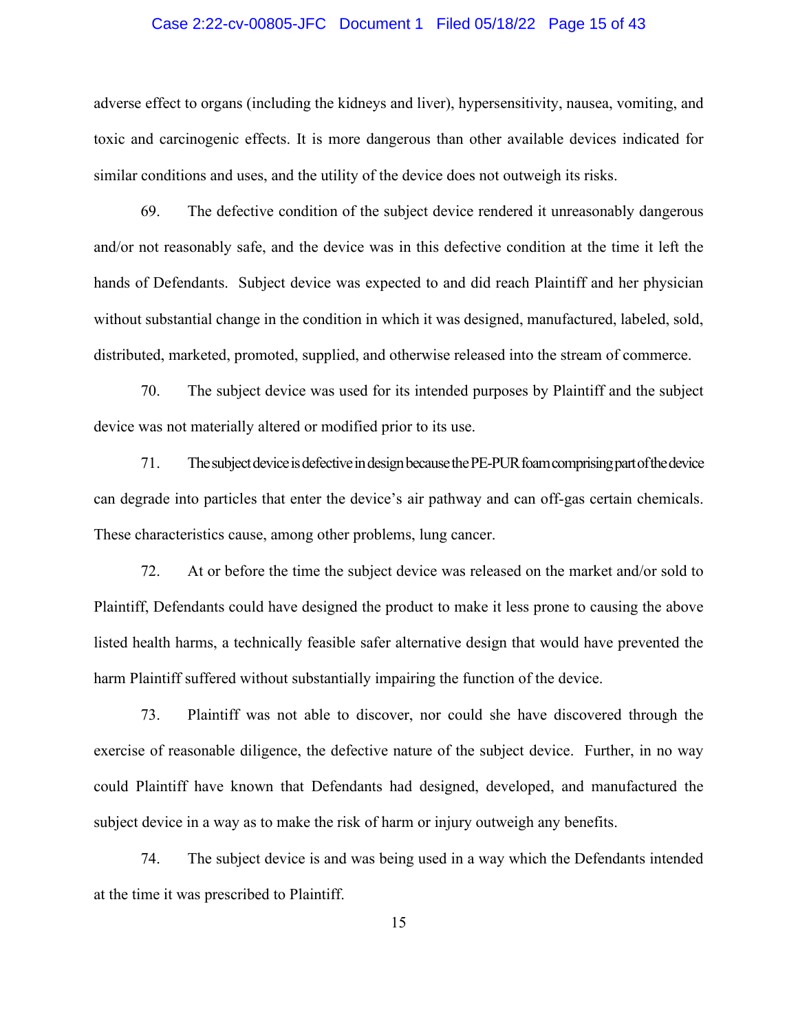adverse effect to organs (including the kidneys and liver), hypersensitivity, nausea, vomiting, and toxic and carcinogenic effects. It is more dangerous than other available devices indicated for similar conditions and uses, and the utility of the device does not outweigh its risks.

69. The defective condition of the subject device rendered it unreasonably dangerous and/or not reasonably safe, and the device was in this defective condition at the time it left the hands of Defendants. Subject device was expected to and did reach Plaintiff and her physician without substantial change in the condition in which it was designed, manufactured, labeled, sold, distributed, marketed, promoted, supplied, and otherwise released into the stream of commerce.

70. The subject device was used for its intended purposes by Plaintiff and the subject device was not materially altered or modified prior to its use.

71. The subject device is defective in design because the PE-PUR foam comprising part of the device can degrade into particles that enter the device's air pathway and can off-gas certain chemicals. These characteristics cause, among other problems, lung cancer.

72. At or before the time the subject device was released on the market and/or sold to Plaintiff, Defendants could have designed the product to make it less prone to causing the above listed health harms, a technically feasible safer alternative design that would have prevented the harm Plaintiff suffered without substantially impairing the function of the device.

73. Plaintiff was not able to discover, nor could she have discovered through the exercise of reasonable diligence, the defective nature of the subject device. Further, in no way could Plaintiff have known that Defendants had designed, developed, and manufactured the subject device in a way as to make the risk of harm or injury outweigh any benefits.

74. The subject device is and was being used in a way which the Defendants intended at the time it was prescribed to Plaintiff.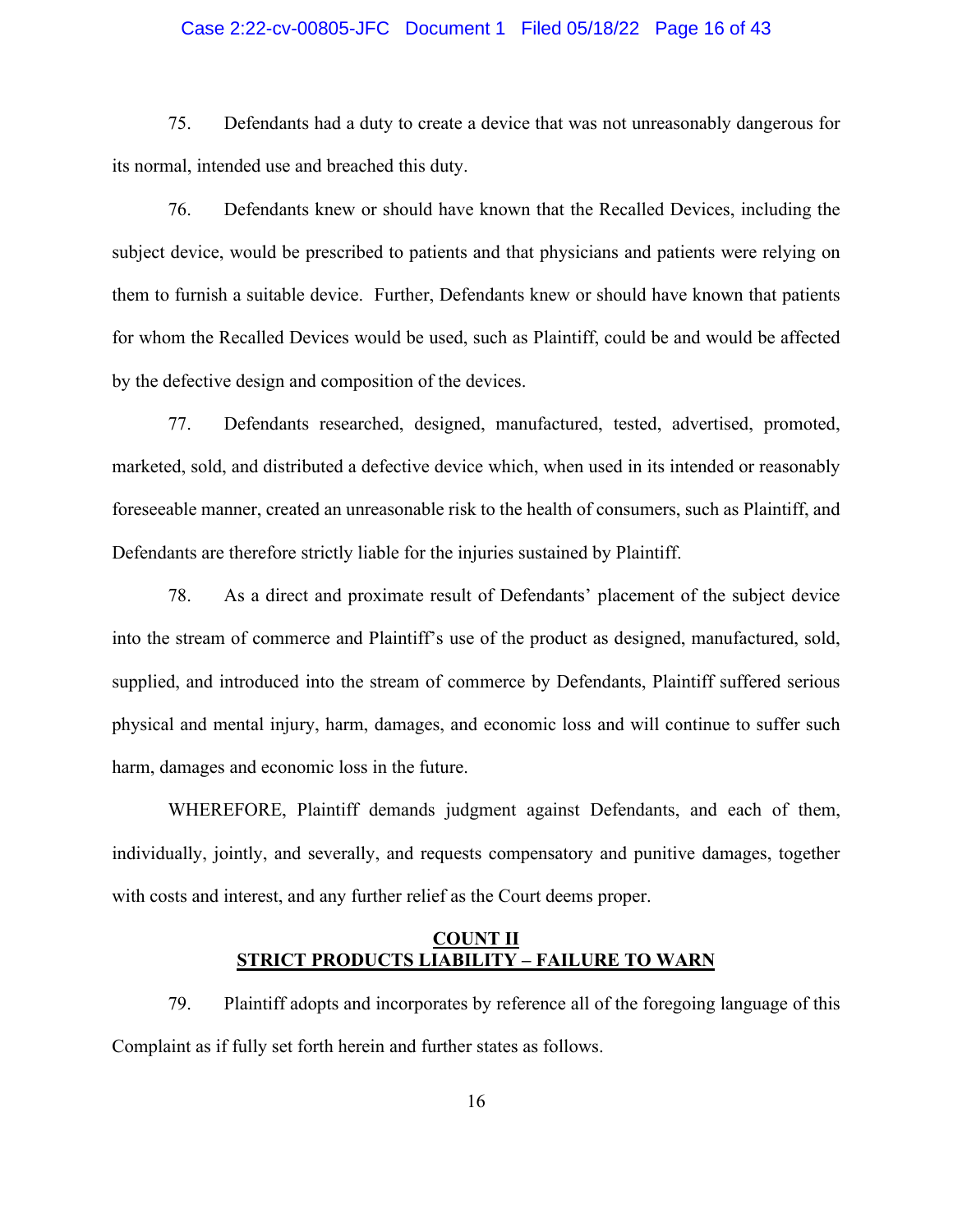75. Defendants had a duty to create a device that was not unreasonably dangerous for its normal, intended use and breached this duty.

76. Defendants knew or should have known that the Recalled Devices, including the subject device, would be prescribed to patients and that physicians and patients were relying on them to furnish a suitable device. Further, Defendants knew or should have known that patients for whom the Recalled Devices would be used, such as Plaintiff, could be and would be affected by the defective design and composition of the devices.

77. Defendants researched, designed, manufactured, tested, advertised, promoted, marketed, sold, and distributed a defective device which, when used in its intended or reasonably foreseeable manner, created an unreasonable risk to the health of consumers, such as Plaintiff, and Defendants are therefore strictly liable for the injuries sustained by Plaintiff.

78. As a direct and proximate result of Defendants' placement of the subject device into the stream of commerce and Plaintiff's use of the product as designed, manufactured, sold, supplied, and introduced into the stream of commerce by Defendants, Plaintiff suffered serious physical and mental injury, harm, damages, and economic loss and will continue to suffer such harm, damages and economic loss in the future.

WHEREFORE, Plaintiff demands judgment against Defendants, and each of them, individually, jointly, and severally, and requests compensatory and punitive damages, together with costs and interest, and any further relief as the Court deems proper.

## COUNT II
## STRICT PRODUCTS LIABILITY – FAILURE TO WARN

79. Plaintiff adopts and incorporates by reference all of the foregoing language of this Complaint as if fully set forth herein and further states as follows.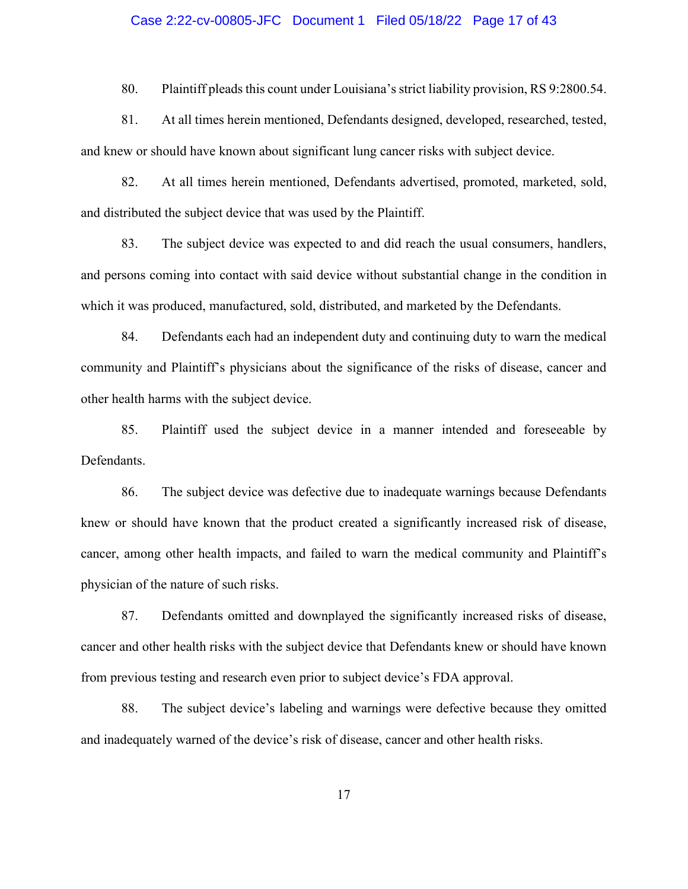80. Plaintiff pleads this count under Louisiana's strict liability provision, RS 9:2800.54.

81. At all times herein mentioned, Defendants designed, developed, researched, tested, and knew or should have known about significant lung cancer risks with subject device.

82. At all times herein mentioned, Defendants advertised, promoted, marketed, sold, and distributed the subject device that was used by the Plaintiff.

83. The subject device was expected to and did reach the usual consumers, handlers, and persons coming into contact with said device without substantial change in the condition in which it was produced, manufactured, sold, distributed, and marketed by the Defendants.

84. Defendants each had an independent duty and continuing duty to warn the medical community and Plaintiff's physicians about the significance of the risks of disease, cancer and other health harms with the subject device.

85. Plaintiff used the subject device in a manner intended and foreseeable by Defendants.

86. The subject device was defective due to inadequate warnings because Defendants knew or should have known that the product created a significantly increased risk of disease, cancer, among other health impacts, and failed to warn the medical community and Plaintiff's physician of the nature of such risks.

87. Defendants omitted and downplayed the significantly increased risks of disease, cancer and other health risks with the subject device that Defendants knew or should have known from previous testing and research even prior to subject device's FDA approval.

88. The subject device's labeling and warnings were defective because they omitted and inadequately warned of the device's risk of disease, cancer and other health risks.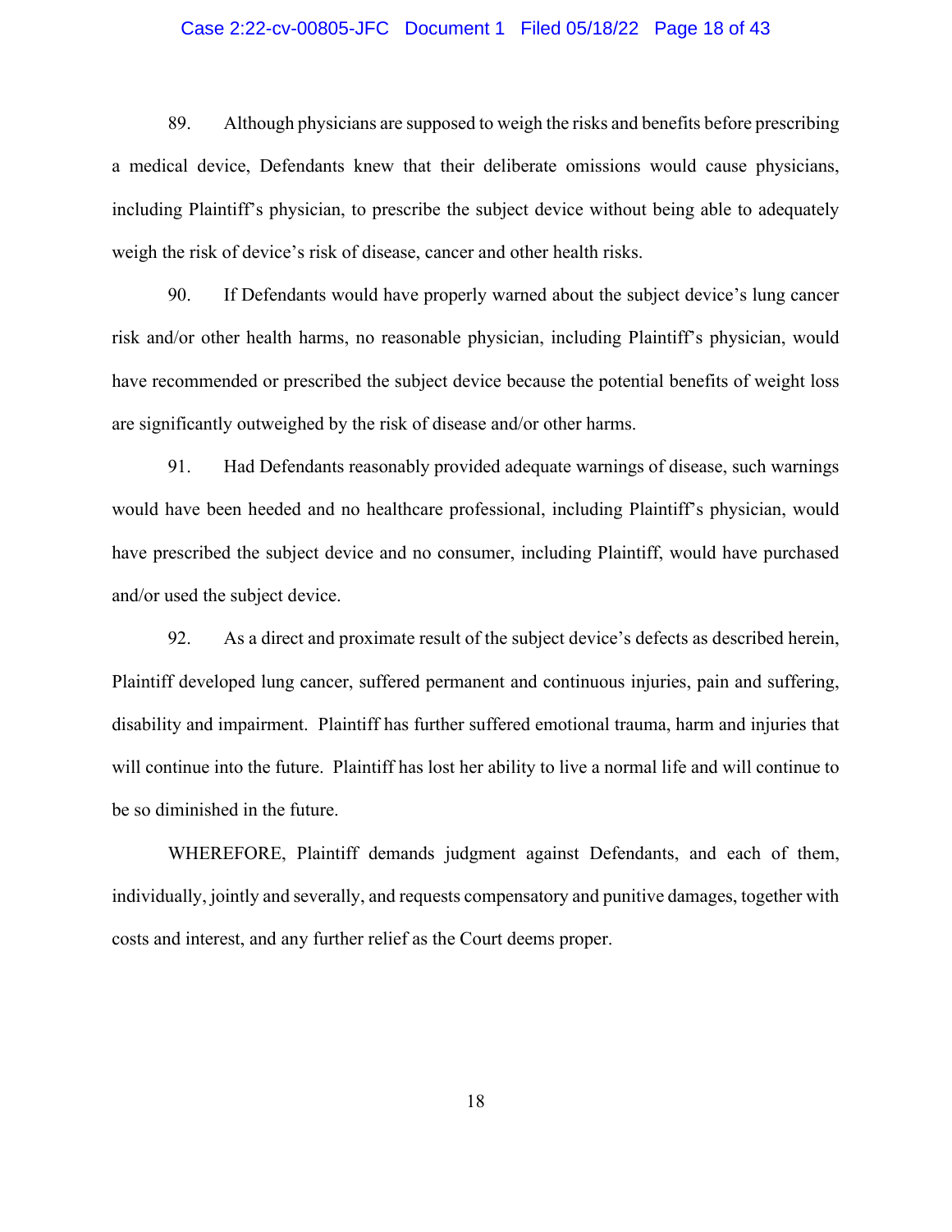89. Although physicians are supposed to weigh the risks and benefits before prescribing a medical device, Defendants knew that their deliberate omissions would cause physicians, including Plaintiff's physician, to prescribe the subject device without being able to adequately weigh the risk of device's risk of disease, cancer and other health risks.

90. If Defendants would have properly warned about the subject device's lung cancer risk and/or other health harms, no reasonable physician, including Plaintiff's physician, would have recommended or prescribed the subject device because the potential benefits of weight loss are significantly outweighed by the risk of disease and/or other harms.

91. Had Defendants reasonably provided adequate warnings of disease, such warnings would have been heeded and no healthcare professional, including Plaintiff's physician, would have prescribed the subject device and no consumer, including Plaintiff, would have purchased and/or used the subject device.

92. As a direct and proximate result of the subject device's defects as described herein, Plaintiff developed lung cancer, suffered permanent and continuous injuries, pain and suffering, disability and impairment. Plaintiff has further suffered emotional trauma, harm and injuries that will continue into the future. Plaintiff has lost her ability to live a normal life and will continue to be so diminished in the future.

WHEREFORE, Plaintiff demands judgment against Defendants, and each of them, individually, jointly and severally, and requests compensatory and punitive damages, together with costs and interest, and any further relief as the Court deems proper.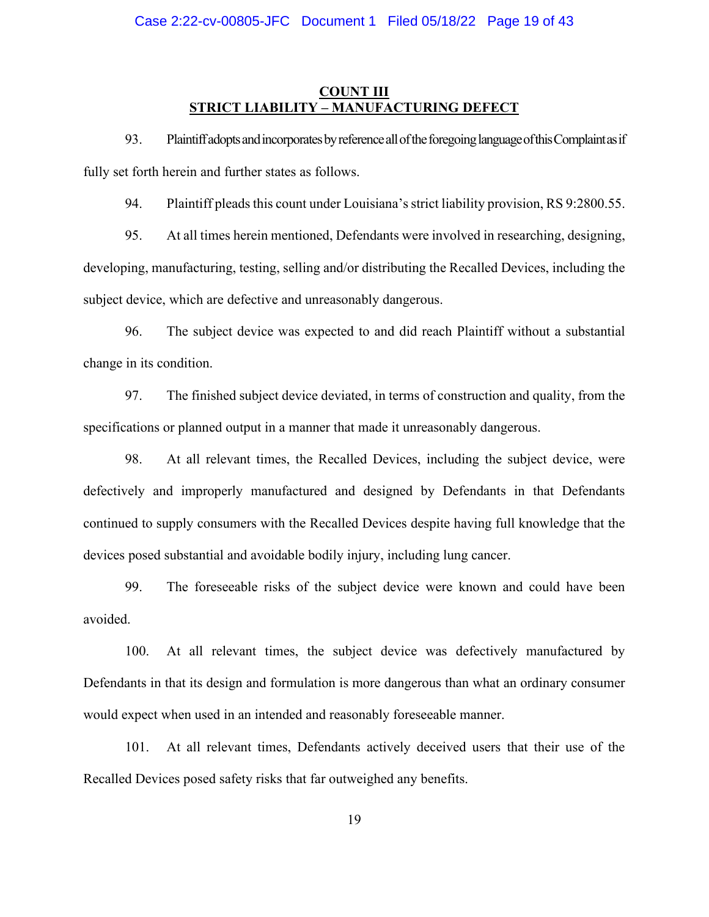## COUNT III
## STRICT LIABILITY – MANUFACTURING DEFECT

93. Plaintiff adopts and incorporates by reference all of the foregoing language of this Complaint as if fully set forth herein and further states as follows.

94. Plaintiff pleads this count under Louisiana's strict liability provision, RS 9:2800.55.

95. At all times herein mentioned, Defendants were involved in researching, designing, developing, manufacturing, testing, selling and/or distributing the Recalled Devices, including the subject device, which are defective and unreasonably dangerous.

96. The subject device was expected to and did reach Plaintiff without a substantial change in its condition.

97. The finished subject device deviated, in terms of construction and quality, from the specifications or planned output in a manner that made it unreasonably dangerous.

98. At all relevant times, the Recalled Devices, including the subject device, were defectively and improperly manufactured and designed by Defendants in that Defendants continued to supply consumers with the Recalled Devices despite having full knowledge that the devices posed substantial and avoidable bodily injury, including lung cancer.

99. The foreseeable risks of the subject device were known and could have been avoided.

100. At all relevant times, the subject device was defectively manufactured by Defendants in that its design and formulation is more dangerous than what an ordinary consumer would expect when used in an intended and reasonably foreseeable manner.

101. At all relevant times, Defendants actively deceived users that their use of the Recalled Devices posed safety risks that far outweighed any benefits.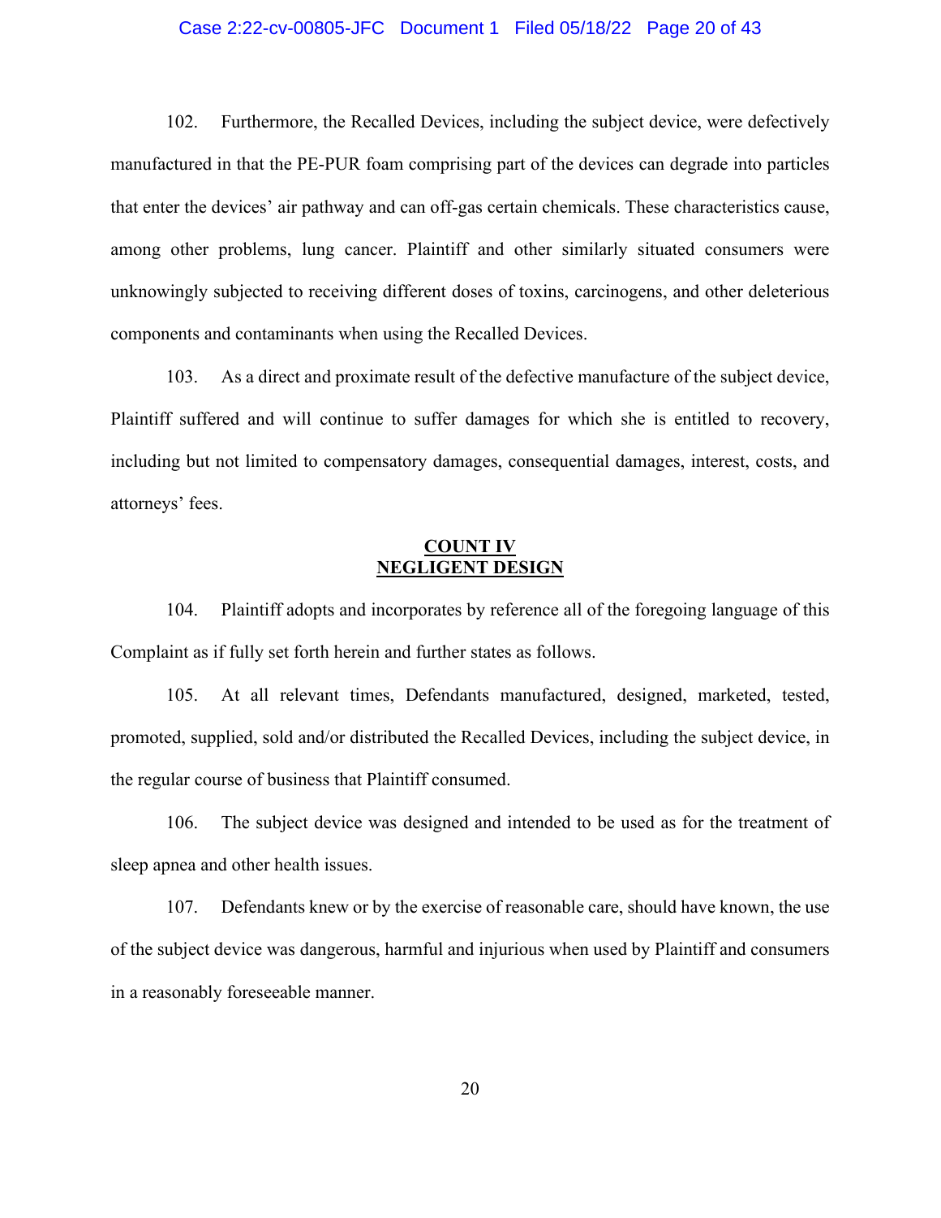102. Furthermore, the Recalled Devices, including the subject device, were defectively manufactured in that the PE-PUR foam comprising part of the devices can degrade into particles that enter the devices' air pathway and can off-gas certain chemicals. These characteristics cause, among other problems, lung cancer. Plaintiff and other similarly situated consumers were unknowingly subjected to receiving different doses of toxins, carcinogens, and other deleterious components and contaminants when using the Recalled Devices.

103. As a direct and proximate result of the defective manufacture of the subject device, Plaintiff suffered and will continue to suffer damages for which she is entitled to recovery, including but not limited to compensatory damages, consequential damages, interest, costs, and attorneys' fees.

## COUNT IV
## NEGLIGENT DESIGN

104. Plaintiff adopts and incorporates by reference all of the foregoing language of this Complaint as if fully set forth herein and further states as follows.

105. At all relevant times, Defendants manufactured, designed, marketed, tested, promoted, supplied, sold and/or distributed the Recalled Devices, including the subject device, in the regular course of business that Plaintiff consumed.

106. The subject device was designed and intended to be used as for the treatment of sleep apnea and other health issues.

107. Defendants knew or by the exercise of reasonable care, should have known, the use of the subject device was dangerous, harmful and injurious when used by Plaintiff and consumers in a reasonably foreseeable manner.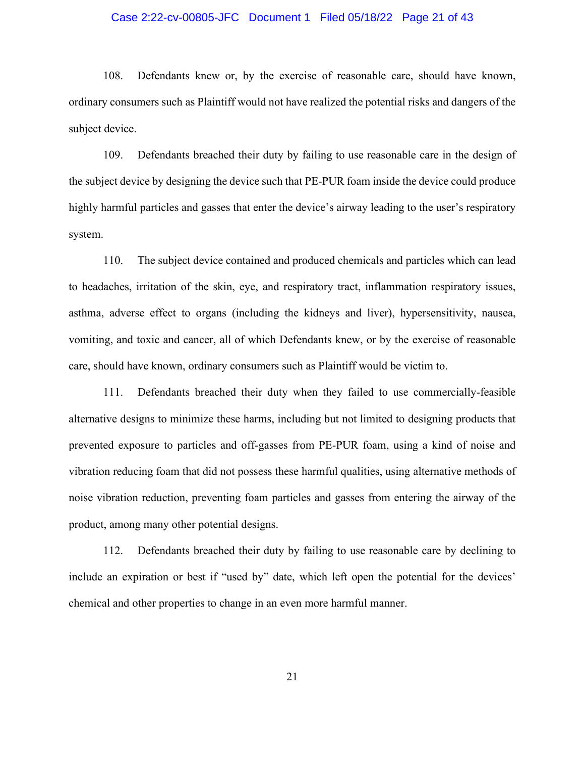108. Defendants knew or, by the exercise of reasonable care, should have known, ordinary consumers such as Plaintiff would not have realized the potential risks and dangers of the subject device.

109. Defendants breached their duty by failing to use reasonable care in the design of the subject device by designing the device such that PE-PUR foam inside the device could produce highly harmful particles and gasses that enter the device's airway leading to the user's respiratory system.

110. The subject device contained and produced chemicals and particles which can lead to headaches, irritation of the skin, eye, and respiratory tract, inflammation respiratory issues, asthma, adverse effect to organs (including the kidneys and liver), hypersensitivity, nausea, vomiting, and toxic and cancer, all of which Defendants knew, or by the exercise of reasonable care, should have known, ordinary consumers such as Plaintiff would be victim to.

111. Defendants breached their duty when they failed to use commercially-feasible alternative designs to minimize these harms, including but not limited to designing products that prevented exposure to particles and off-gasses from PE-PUR foam, using a kind of noise and vibration reducing foam that did not possess these harmful qualities, using alternative methods of noise vibration reduction, preventing foam particles and gasses from entering the airway of the product, among many other potential designs.

112. Defendants breached their duty by failing to use reasonable care by declining to include an expiration or best if "used by" date, which left open the potential for the devices' chemical and other properties to change in an even more harmful manner.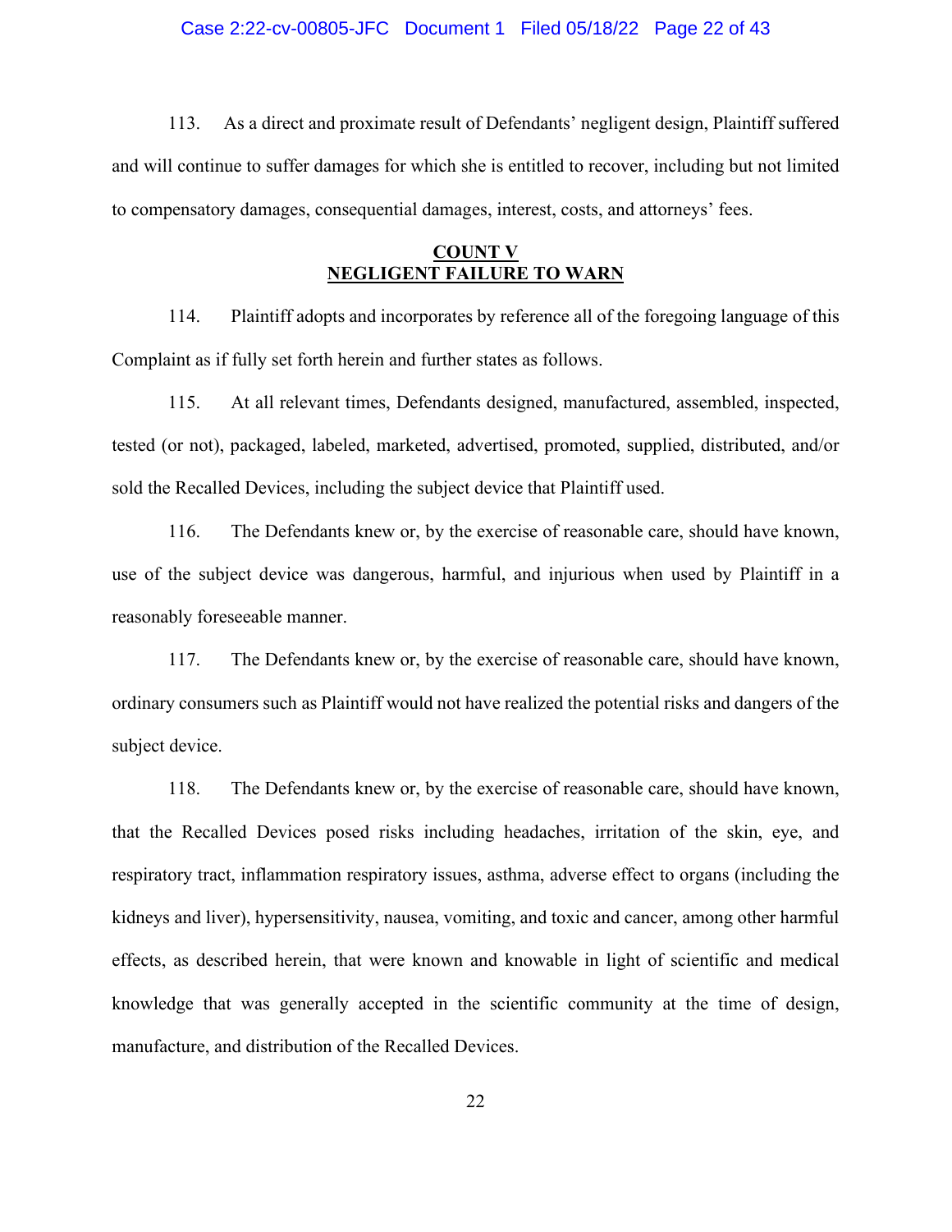113. As a direct and proximate result of Defendants' negligent design, Plaintiff suffered and will continue to suffer damages for which she is entitled to recover, including but not limited to compensatory damages, consequential damages, interest, costs, and attorneys' fees.

## COUNT V
## NEGLIGENT FAILURE TO WARN

114. Plaintiff adopts and incorporates by reference all of the foregoing language of this Complaint as if fully set forth herein and further states as follows.

115. At all relevant times, Defendants designed, manufactured, assembled, inspected, tested (or not), packaged, labeled, marketed, advertised, promoted, supplied, distributed, and/or sold the Recalled Devices, including the subject device that Plaintiff used.

116. The Defendants knew or, by the exercise of reasonable care, should have known, use of the subject device was dangerous, harmful, and injurious when used by Plaintiff in a reasonably foreseeable manner.

117. The Defendants knew or, by the exercise of reasonable care, should have known, ordinary consumers such as Plaintiff would not have realized the potential risks and dangers of the subject device.

118. The Defendants knew or, by the exercise of reasonable care, should have known, that the Recalled Devices posed risks including headaches, irritation of the skin, eye, and respiratory tract, inflammation respiratory issues, asthma, adverse effect to organs (including the kidneys and liver), hypersensitivity, nausea, vomiting, and toxic and cancer, among other harmful effects, as described herein, that were known and knowable in light of scientific and medical knowledge that was generally accepted in the scientific community at the time of design, manufacture, and distribution of the Recalled Devices.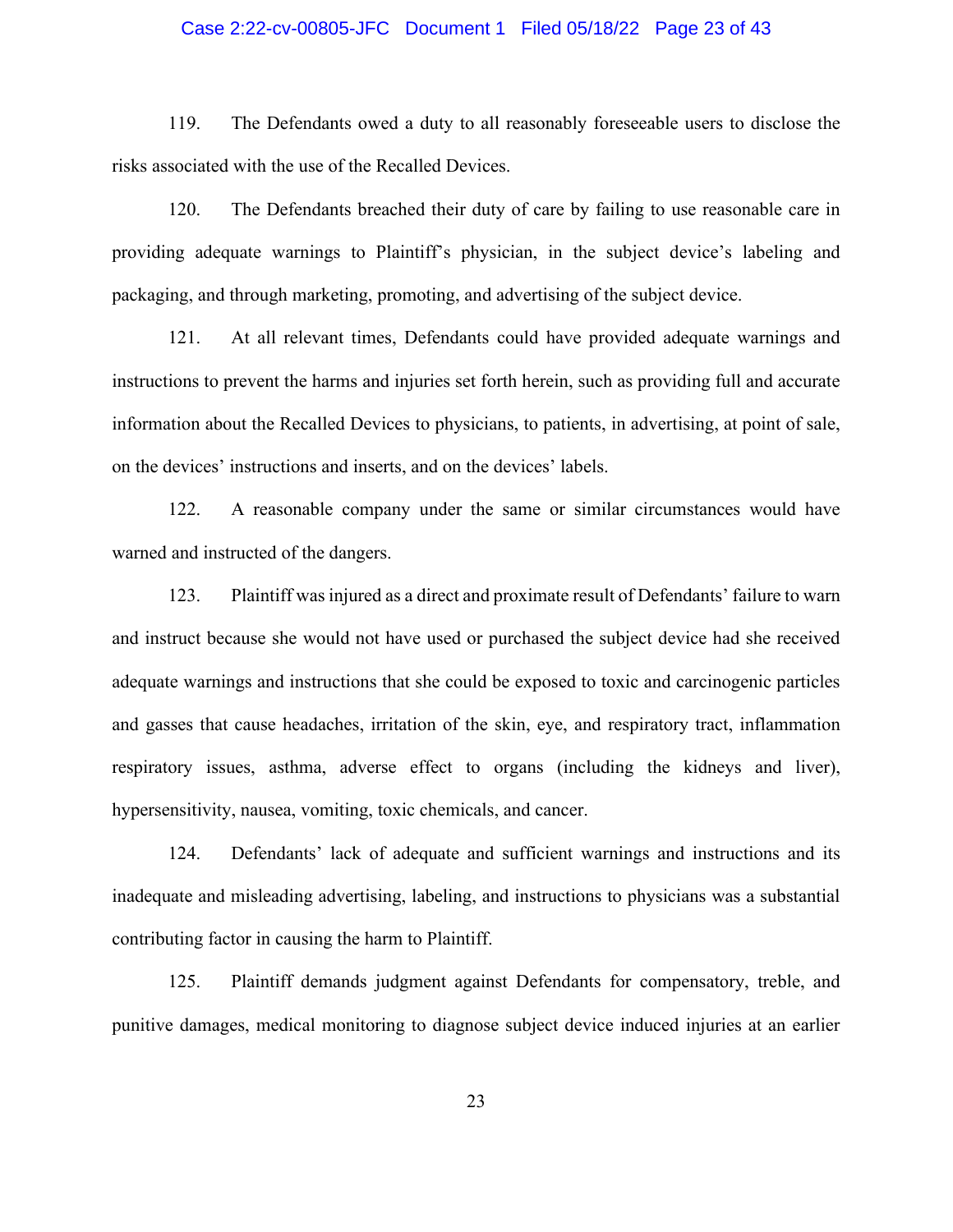119. The Defendants owed a duty to all reasonably foreseeable users to disclose the risks associated with the use of the Recalled Devices.

120. The Defendants breached their duty of care by failing to use reasonable care in providing adequate warnings to Plaintiff's physician, in the subject device's labeling and packaging, and through marketing, promoting, and advertising of the subject device.

121. At all relevant times, Defendants could have provided adequate warnings and instructions to prevent the harms and injuries set forth herein, such as providing full and accurate information about the Recalled Devices to physicians, to patients, in advertising, at point of sale, on the devices' instructions and inserts, and on the devices' labels.

122. A reasonable company under the same or similar circumstances would have warned and instructed of the dangers.

123. Plaintiff was injured as a direct and proximate result of Defendants' failure to warn and instruct because she would not have used or purchased the subject device had she received adequate warnings and instructions that she could be exposed to toxic and carcinogenic particles and gasses that cause headaches, irritation of the skin, eye, and respiratory tract, inflammation respiratory issues, asthma, adverse effect to organs (including the kidneys and liver), hypersensitivity, nausea, vomiting, toxic chemicals, and cancer.

124. Defendants' lack of adequate and sufficient warnings and instructions and its inadequate and misleading advertising, labeling, and instructions to physicians was a substantial contributing factor in causing the harm to Plaintiff.

125. Plaintiff demands judgment against Defendants for compensatory, treble, and punitive damages, medical monitoring to diagnose subject device induced injuries at an earlier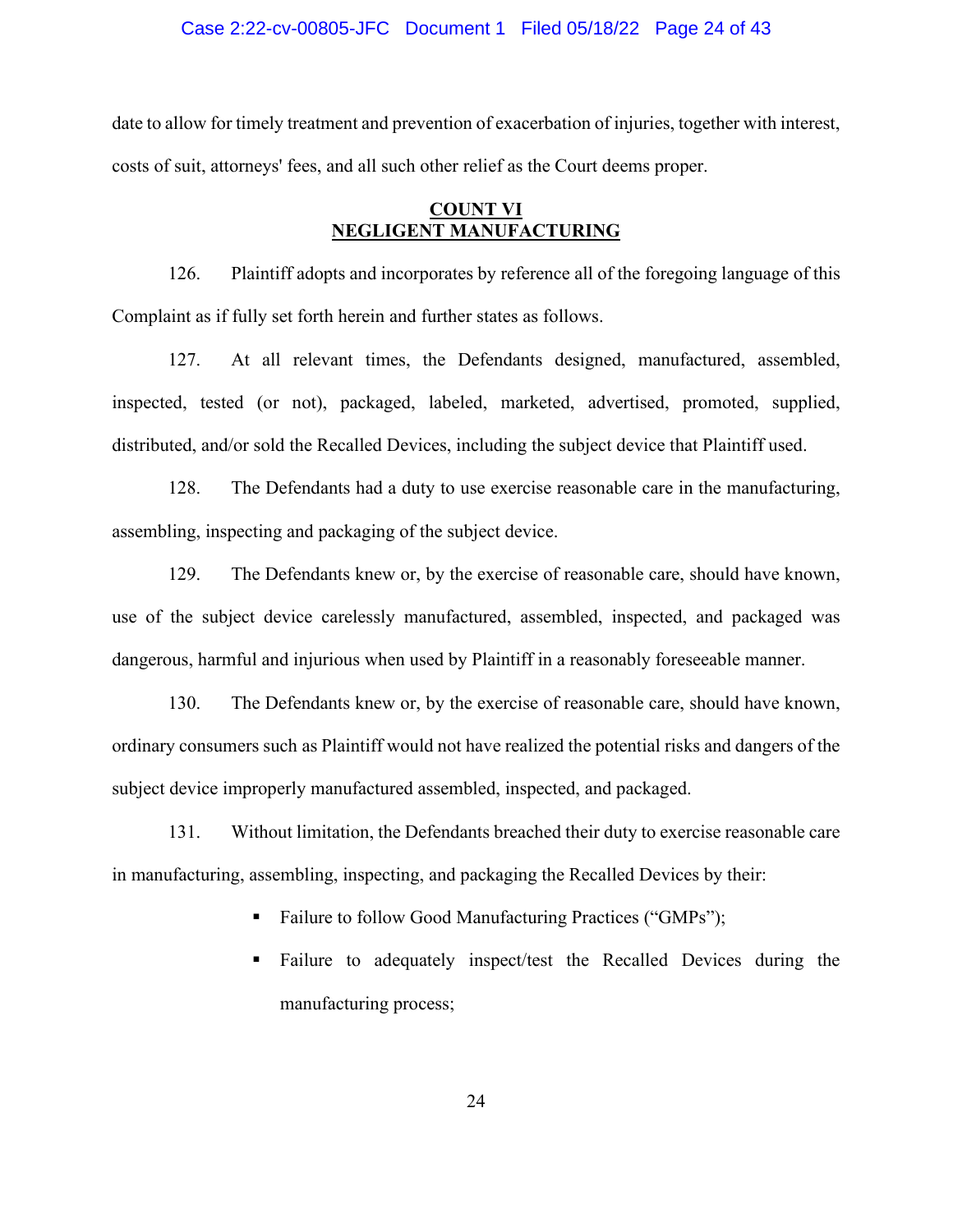date to allow for timely treatment and prevention of exacerbation of injuries, together with interest, costs of suit, attorneys' fees, and all such other relief as the Court deems proper.

## COUNT VI
## NEGLIGENT MANUFACTURING

126. Plaintiff adopts and incorporates by reference all of the foregoing language of this Complaint as if fully set forth herein and further states as follows.

127. At all relevant times, the Defendants designed, manufactured, assembled, inspected, tested (or not), packaged, labeled, marketed, advertised, promoted, supplied, distributed, and/or sold the Recalled Devices, including the subject device that Plaintiff used.

128. The Defendants had a duty to use exercise reasonable care in the manufacturing, assembling, inspecting and packaging of the subject device.

129. The Defendants knew or, by the exercise of reasonable care, should have known, use of the subject device carelessly manufactured, assembled, inspected, and packaged was dangerous, harmful and injurious when used by Plaintiff in a reasonably foreseeable manner.

130. The Defendants knew or, by the exercise of reasonable care, should have known, ordinary consumers such as Plaintiff would not have realized the potential risks and dangers of the subject device improperly manufactured assembled, inspected, and packaged.

131. Without limitation, the Defendants breached their duty to exercise reasonable care in manufacturing, assembling, inspecting, and packaging the Recalled Devices by their:

- Failure to follow Good Manufacturing Practices ("GMPs");
- Failure to adequately inspect/test the Recalled Devices during the manufacturing process;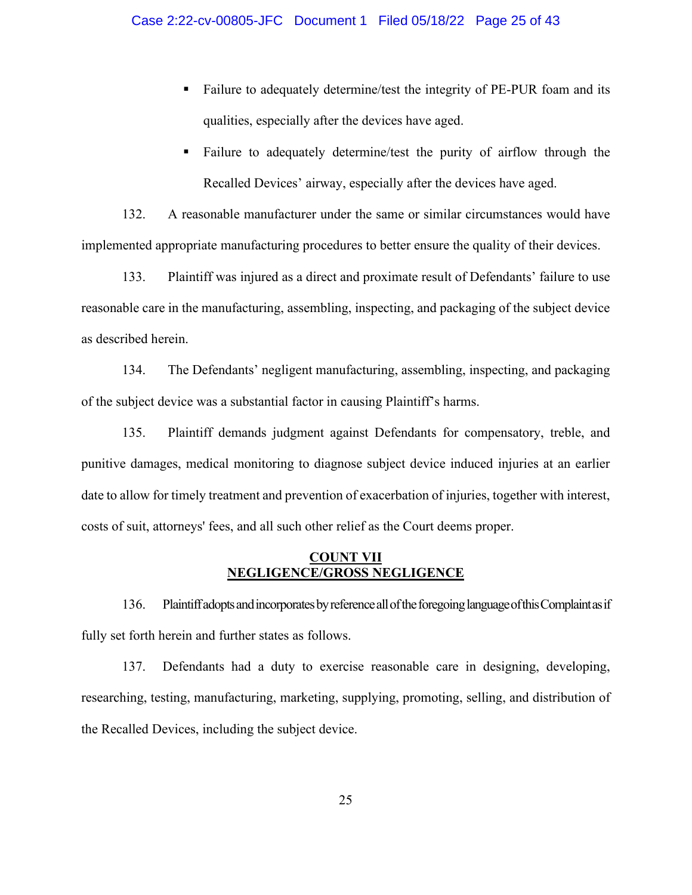- Failure to adequately determine/test the integrity of PE-PUR foam and its qualities, especially after the devices have aged.
- Failure to adequately determine/test the purity of airflow through the Recalled Devices' airway, especially after the devices have aged.

132. A reasonable manufacturer under the same or similar circumstances would have implemented appropriate manufacturing procedures to better ensure the quality of their devices.

133. Plaintiff was injured as a direct and proximate result of Defendants' failure to use reasonable care in the manufacturing, assembling, inspecting, and packaging of the subject device as described herein.

134. The Defendants' negligent manufacturing, assembling, inspecting, and packaging of the subject device was a substantial factor in causing Plaintiff's harms.

135. Plaintiff demands judgment against Defendants for compensatory, treble, and punitive damages, medical monitoring to diagnose subject device induced injuries at an earlier date to allow for timely treatment and prevention of exacerbation of injuries, together with interest, costs of suit, attorneys' fees, and all such other relief as the Court deems proper.

## COUNT VII
## NEGLIGENCE/GROSS NEGLIGENCE

136. Plaintiff adopts and incorporates by reference all of the foregoing language of this Complaint as if fully set forth herein and further states as follows.

137. Defendants had a duty to exercise reasonable care in designing, developing, researching, testing, manufacturing, marketing, supplying, promoting, selling, and distribution of the Recalled Devices, including the subject device.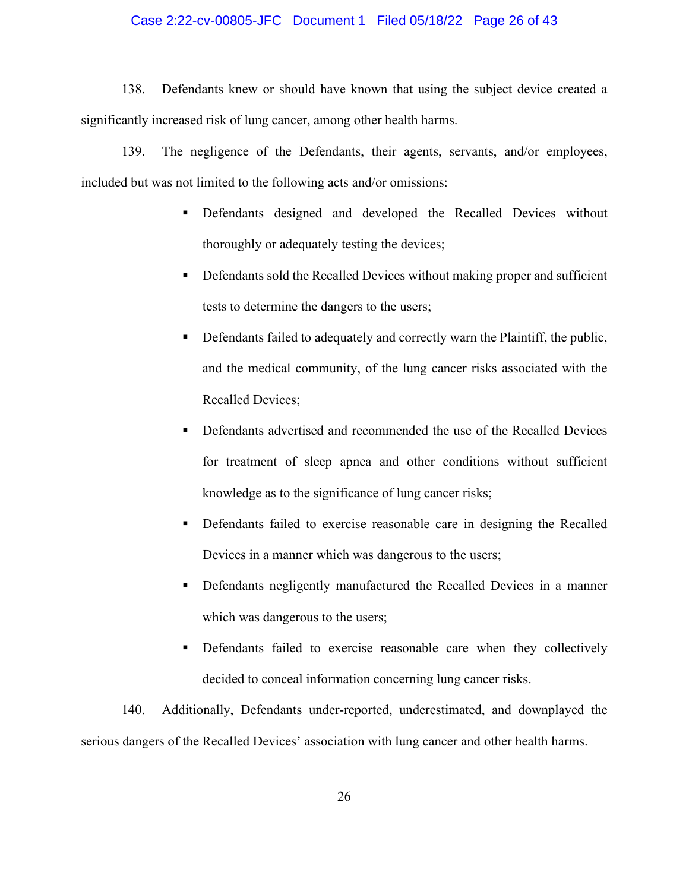138. Defendants knew or should have known that using the subject device created a significantly increased risk of lung cancer, among other health harms.

139. The negligence of the Defendants, their agents, servants, and/or employees, included but was not limited to the following acts and/or omissions:

- Defendants designed and developed the Recalled Devices without thoroughly or adequately testing the devices;
- Defendants sold the Recalled Devices without making proper and sufficient tests to determine the dangers to the users;
- Defendants failed to adequately and correctly warn the Plaintiff, the public, and the medical community, of the lung cancer risks associated with the Recalled Devices;
- Defendants advertised and recommended the use of the Recalled Devices for treatment of sleep apnea and other conditions without sufficient knowledge as to the significance of lung cancer risks;
- Defendants failed to exercise reasonable care in designing the Recalled Devices in a manner which was dangerous to the users;
- Defendants negligently manufactured the Recalled Devices in a manner which was dangerous to the users;
- Defendants failed to exercise reasonable care when they collectively decided to conceal information concerning lung cancer risks.

140. Additionally, Defendants under-reported, underestimated, and downplayed the serious dangers of the Recalled Devices' association with lung cancer and other health harms.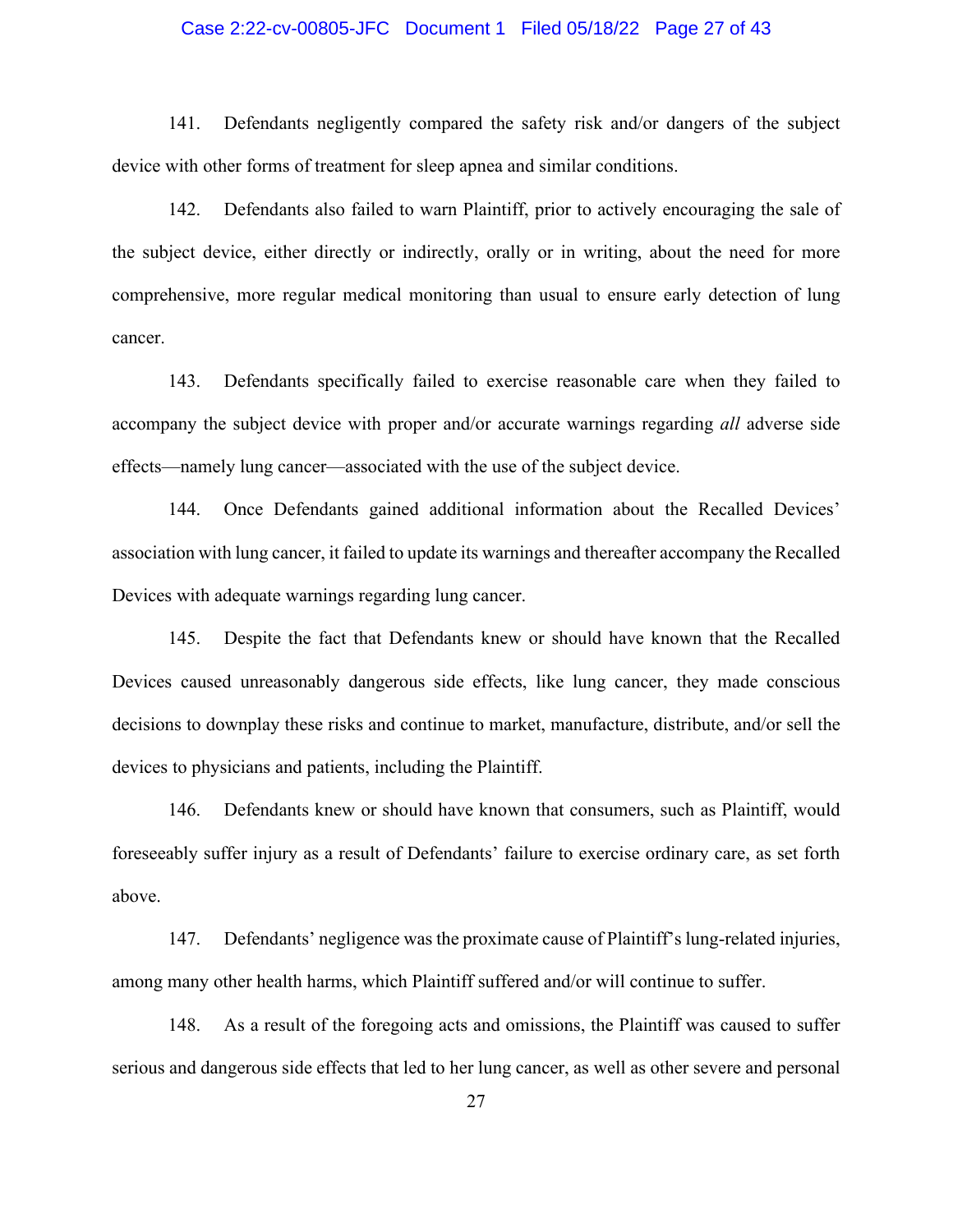141. Defendants negligently compared the safety risk and/or dangers of the subject device with other forms of treatment for sleep apnea and similar conditions.

142. Defendants also failed to warn Plaintiff, prior to actively encouraging the sale of the subject device, either directly or indirectly, orally or in writing, about the need for more comprehensive, more regular medical monitoring than usual to ensure early detection of lung cancer.

143. Defendants specifically failed to exercise reasonable care when they failed to accompany the subject device with proper and/or accurate warnings regarding *all* adverse side effects—namely lung cancer—associated with the use of the subject device.

144. Once Defendants gained additional information about the Recalled Devices' association with lung cancer, it failed to update its warnings and thereafter accompany the Recalled Devices with adequate warnings regarding lung cancer.

145. Despite the fact that Defendants knew or should have known that the Recalled Devices caused unreasonably dangerous side effects, like lung cancer, they made conscious decisions to downplay these risks and continue to market, manufacture, distribute, and/or sell the devices to physicians and patients, including the Plaintiff.

146. Defendants knew or should have known that consumers, such as Plaintiff, would foreseeably suffer injury as a result of Defendants' failure to exercise ordinary care, as set forth above.

147. Defendants' negligence was the proximate cause of Plaintiff's lung-related injuries, among many other health harms, which Plaintiff suffered and/or will continue to suffer.

148. As a result of the foregoing acts and omissions, the Plaintiff was caused to suffer serious and dangerous side effects that led to her lung cancer, as well as other severe and personal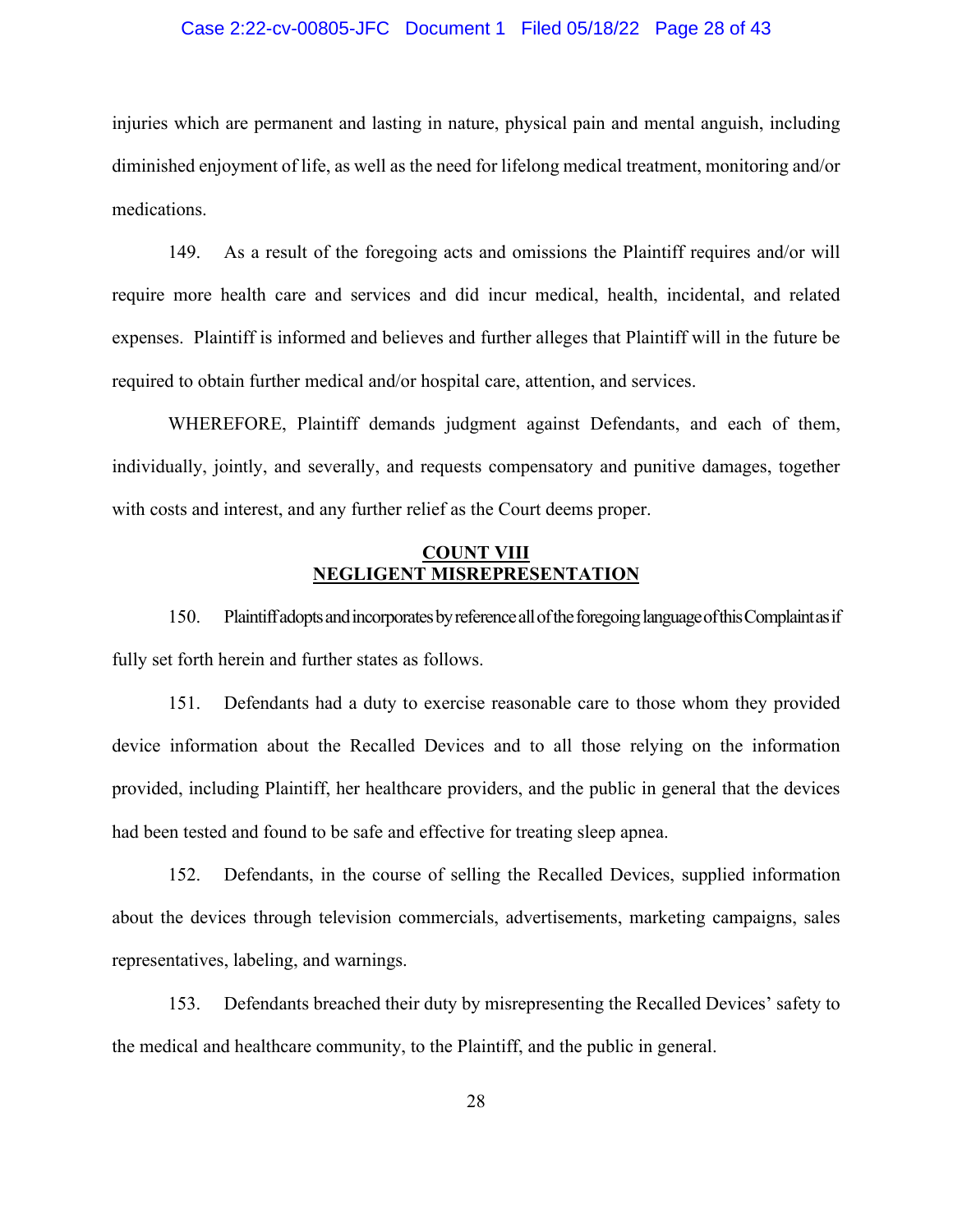injuries which are permanent and lasting in nature, physical pain and mental anguish, including diminished enjoyment of life, as well as the need for lifelong medical treatment, monitoring and/or medications.

149. As a result of the foregoing acts and omissions the Plaintiff requires and/or will require more health care and services and did incur medical, health, incidental, and related expenses. Plaintiff is informed and believes and further alleges that Plaintiff will in the future be required to obtain further medical and/or hospital care, attention, and services.

WHEREFORE, Plaintiff demands judgment against Defendants, and each of them, individually, jointly, and severally, and requests compensatory and punitive damages, together with costs and interest, and any further relief as the Court deems proper.

## COUNT VIII
## NEGLIGENT MISREPRESENTATION

150. Plaintiff adopts and incorporates by reference all of the foregoing language of this Complaint as if fully set forth herein and further states as follows.

151. Defendants had a duty to exercise reasonable care to those whom they provided device information about the Recalled Devices and to all those relying on the information provided, including Plaintiff, her healthcare providers, and the public in general that the devices had been tested and found to be safe and effective for treating sleep apnea.

152. Defendants, in the course of selling the Recalled Devices, supplied information about the devices through television commercials, advertisements, marketing campaigns, sales representatives, labeling, and warnings.

153. Defendants breached their duty by misrepresenting the Recalled Devices' safety to the medical and healthcare community, to the Plaintiff, and the public in general.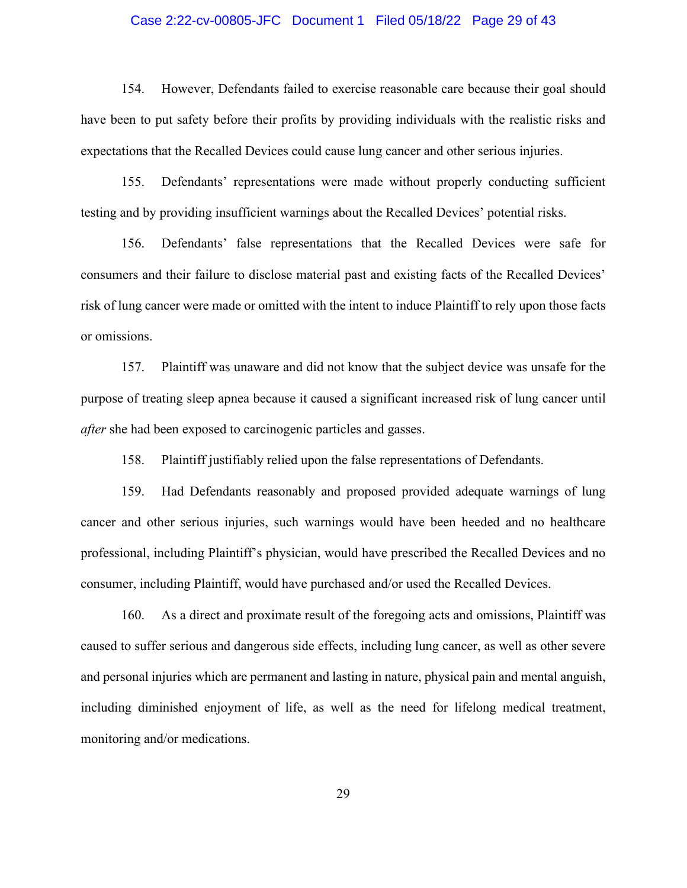154. However, Defendants failed to exercise reasonable care because their goal should have been to put safety before their profits by providing individuals with the realistic risks and expectations that the Recalled Devices could cause lung cancer and other serious injuries.

155. Defendants' representations were made without properly conducting sufficient testing and by providing insufficient warnings about the Recalled Devices' potential risks.

156. Defendants' false representations that the Recalled Devices were safe for consumers and their failure to disclose material past and existing facts of the Recalled Devices' risk of lung cancer were made or omitted with the intent to induce Plaintiff to rely upon those facts or omissions.

157. Plaintiff was unaware and did not know that the subject device was unsafe for the purpose of treating sleep apnea because it caused a significant increased risk of lung cancer until *after* she had been exposed to carcinogenic particles and gasses.

158. Plaintiff justifiably relied upon the false representations of Defendants.

159. Had Defendants reasonably and proposed provided adequate warnings of lung cancer and other serious injuries, such warnings would have been heeded and no healthcare professional, including Plaintiff's physician, would have prescribed the Recalled Devices and no consumer, including Plaintiff, would have purchased and/or used the Recalled Devices.

160. As a direct and proximate result of the foregoing acts and omissions, Plaintiff was caused to suffer serious and dangerous side effects, including lung cancer, as well as other severe and personal injuries which are permanent and lasting in nature, physical pain and mental anguish, including diminished enjoyment of life, as well as the need for lifelong medical treatment, monitoring and/or medications.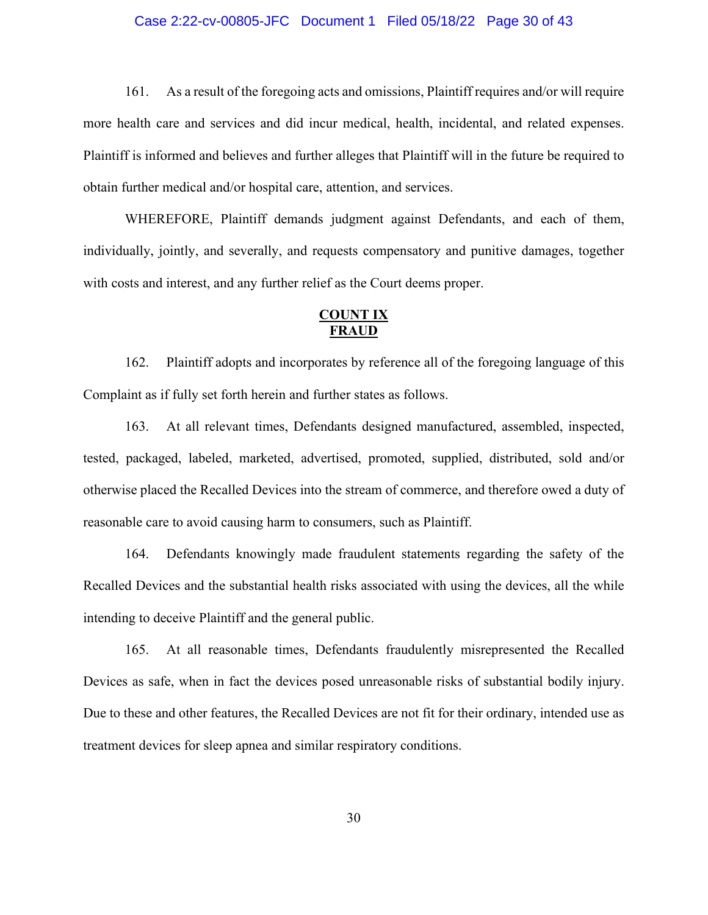161. As a result of the foregoing acts and omissions, Plaintiff requires and/or will require more health care and services and did incur medical, health, incidental, and related expenses. Plaintiff is informed and believes and further alleges that Plaintiff will in the future be required to obtain further medical and/or hospital care, attention, and services.

WHEREFORE, Plaintiff demands judgment against Defendants, and each of them, individually, jointly, and severally, and requests compensatory and punitive damages, together with costs and interest, and any further relief as the Court deems proper.

## COUNT IX
## FRAUD

162. Plaintiff adopts and incorporates by reference all of the foregoing language of this Complaint as if fully set forth herein and further states as follows.

163. At all relevant times, Defendants designed manufactured, assembled, inspected, tested, packaged, labeled, marketed, advertised, promoted, supplied, distributed, sold and/or otherwise placed the Recalled Devices into the stream of commerce, and therefore owed a duty of reasonable care to avoid causing harm to consumers, such as Plaintiff.

164. Defendants knowingly made fraudulent statements regarding the safety of the Recalled Devices and the substantial health risks associated with using the devices, all the while intending to deceive Plaintiff and the general public.

165. At all reasonable times, Defendants fraudulently misrepresented the Recalled Devices as safe, when in fact the devices posed unreasonable risks of substantial bodily injury. Due to these and other features, the Recalled Devices are not fit for their ordinary, intended use as treatment devices for sleep apnea and similar respiratory conditions.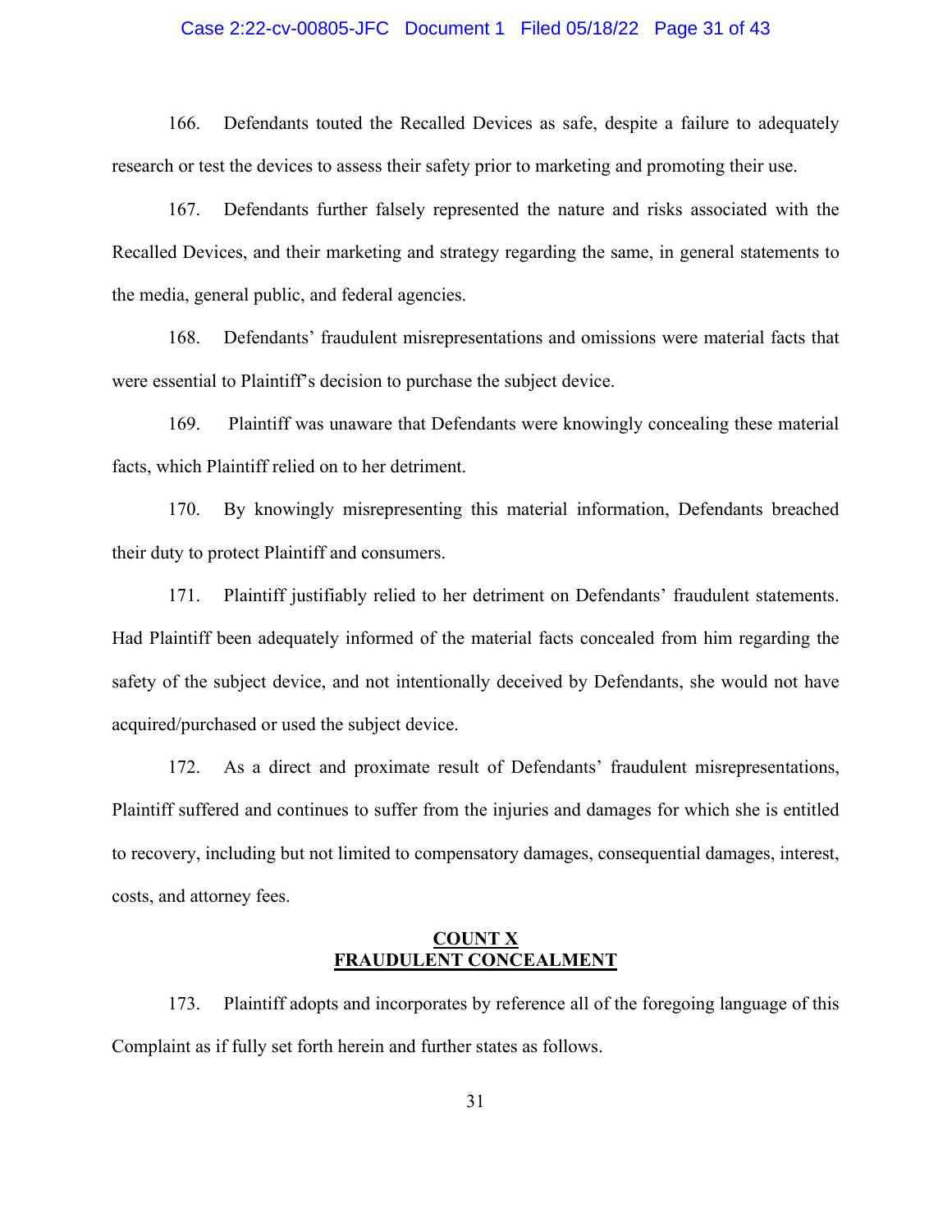166. Defendants touted the Recalled Devices as safe, despite a failure to adequately research or test the devices to assess their safety prior to marketing and promoting their use.

167. Defendants further falsely represented the nature and risks associated with the Recalled Devices, and their marketing and strategy regarding the same, in general statements to the media, general public, and federal agencies.

168. Defendants' fraudulent misrepresentations and omissions were material facts that were essential to Plaintiff's decision to purchase the subject device.

169. Plaintiff was unaware that Defendants were knowingly concealing these material facts, which Plaintiff relied on to her detriment.

170. By knowingly misrepresenting this material information, Defendants breached their duty to protect Plaintiff and consumers.

171. Plaintiff justifiably relied to her detriment on Defendants' fraudulent statements. Had Plaintiff been adequately informed of the material facts concealed from him regarding the safety of the subject device, and not intentionally deceived by Defendants, she would not have acquired/purchased or used the subject device.

172. As a direct and proximate result of Defendants' fraudulent misrepresentations, Plaintiff suffered and continues to suffer from the injuries and damages for which she is entitled to recovery, including but not limited to compensatory damages, consequential damages, interest, costs, and attorney fees.

## COUNT X
## FRAUDULENT CONCEALMENT

173. Plaintiff adopts and incorporates by reference all of the foregoing language of this Complaint as if fully set forth herein and further states as follows.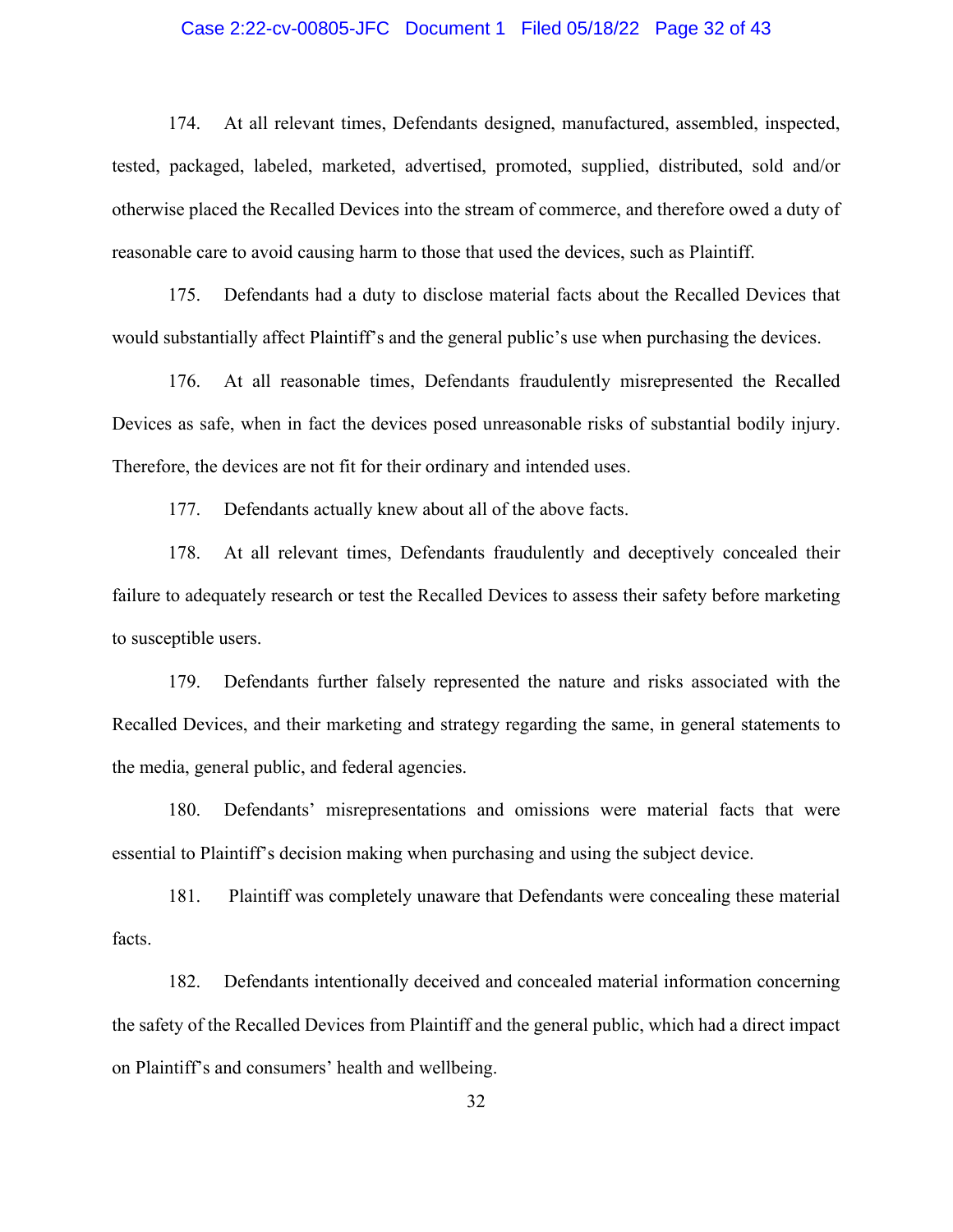174. At all relevant times, Defendants designed, manufactured, assembled, inspected, tested, packaged, labeled, marketed, advertised, promoted, supplied, distributed, sold and/or otherwise placed the Recalled Devices into the stream of commerce, and therefore owed a duty of reasonable care to avoid causing harm to those that used the devices, such as Plaintiff.

175. Defendants had a duty to disclose material facts about the Recalled Devices that would substantially affect Plaintiff's and the general public's use when purchasing the devices.

176. At all reasonable times, Defendants fraudulently misrepresented the Recalled Devices as safe, when in fact the devices posed unreasonable risks of substantial bodily injury. Therefore, the devices are not fit for their ordinary and intended uses.

177. Defendants actually knew about all of the above facts.

178. At all relevant times, Defendants fraudulently and deceptively concealed their failure to adequately research or test the Recalled Devices to assess their safety before marketing to susceptible users.

179. Defendants further falsely represented the nature and risks associated with the Recalled Devices, and their marketing and strategy regarding the same, in general statements to the media, general public, and federal agencies.

180. Defendants' misrepresentations and omissions were material facts that were essential to Plaintiff's decision making when purchasing and using the subject device.

181. Plaintiff was completely unaware that Defendants were concealing these material facts.

182. Defendants intentionally deceived and concealed material information concerning the safety of the Recalled Devices from Plaintiff and the general public, which had a direct impact on Plaintiff's and consumers' health and wellbeing.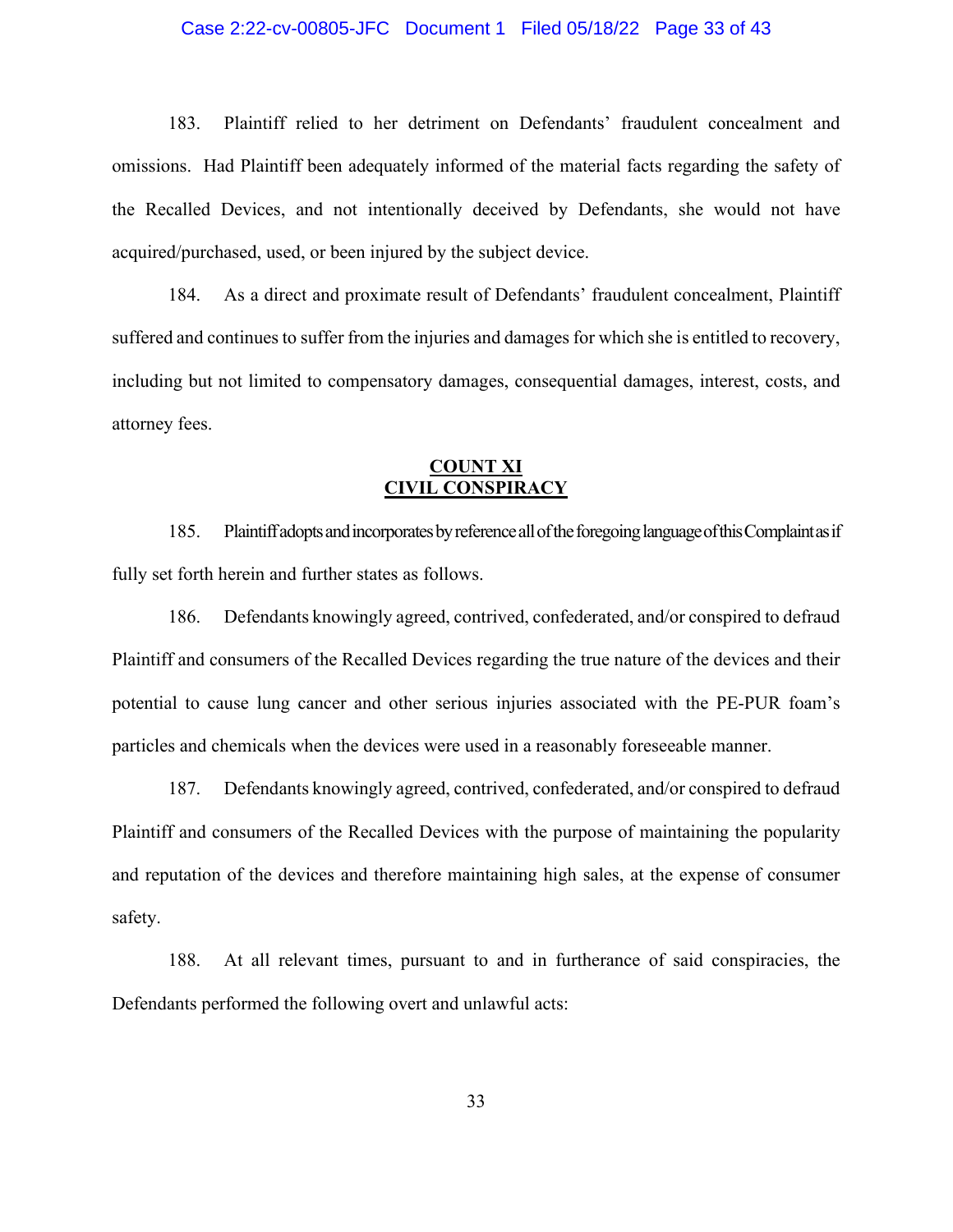183. Plaintiff relied to her detriment on Defendants' fraudulent concealment and omissions. Had Plaintiff been adequately informed of the material facts regarding the safety of the Recalled Devices, and not intentionally deceived by Defendants, she would not have acquired/purchased, used, or been injured by the subject device.

184. As a direct and proximate result of Defendants' fraudulent concealment, Plaintiff suffered and continues to suffer from the injuries and damages for which she is entitled to recovery, including but not limited to compensatory damages, consequential damages, interest, costs, and attorney fees.

**COUNT XI**
**CIVIL CONSPIRACY**

185. Plaintiff adopts and incorporates by reference all of the foregoing language of this Complaint as if fully set forth herein and further states as follows.

186. Defendants knowingly agreed, contrived, confederated, and/or conspired to defraud Plaintiff and consumers of the Recalled Devices regarding the true nature of the devices and their potential to cause lung cancer and other serious injuries associated with the PE-PUR foam's particles and chemicals when the devices were used in a reasonably foreseeable manner.

187. Defendants knowingly agreed, contrived, confederated, and/or conspired to defraud Plaintiff and consumers of the Recalled Devices with the purpose of maintaining the popularity and reputation of the devices and therefore maintaining high sales, at the expense of consumer safety.

188. At all relevant times, pursuant to and in furtherance of said conspiracies, the Defendants performed the following overt and unlawful acts: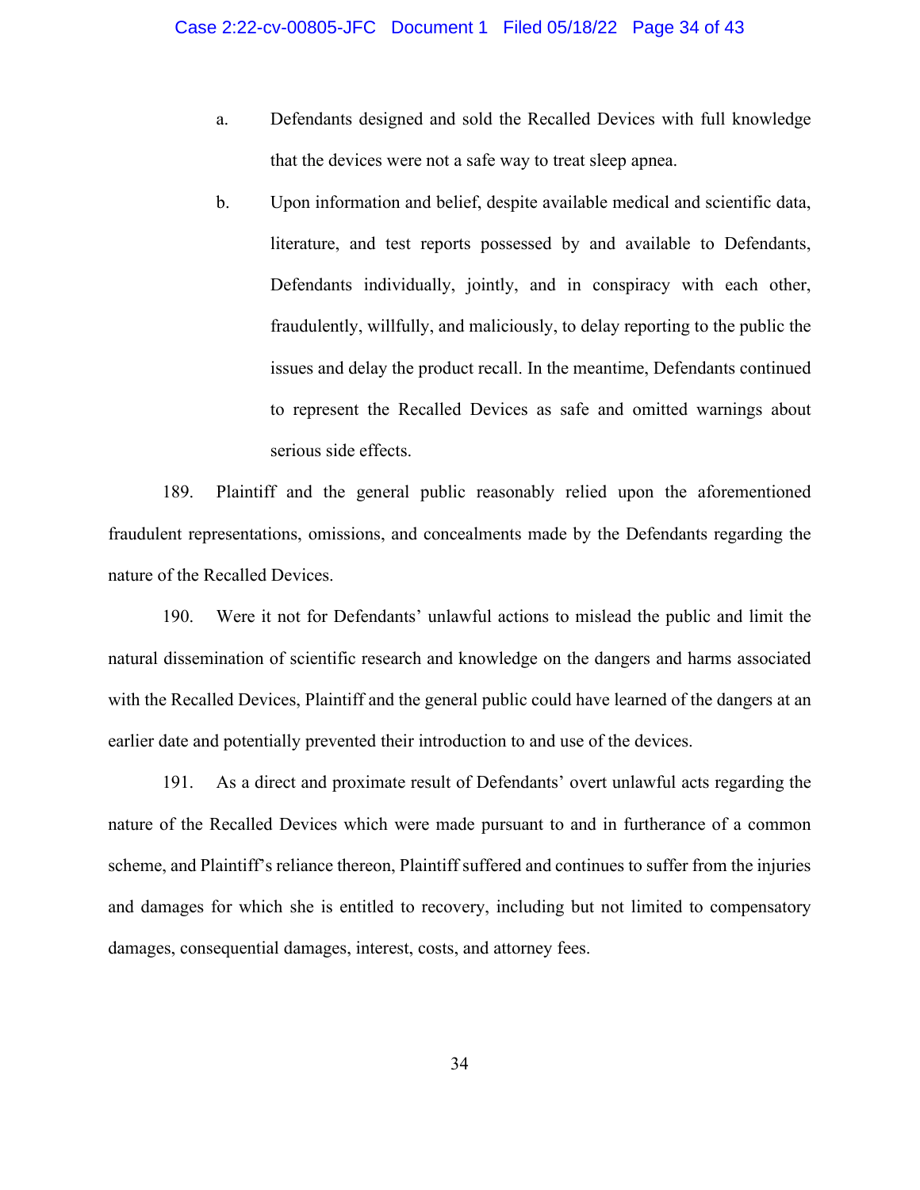a. Defendants designed and sold the Recalled Devices with full knowledge that the devices were not a safe way to treat sleep apnea.

b. Upon information and belief, despite available medical and scientific data, literature, and test reports possessed by and available to Defendants, Defendants individually, jointly, and in conspiracy with each other, fraudulently, willfully, and maliciously, to delay reporting to the public the issues and delay the product recall. In the meantime, Defendants continued to represent the Recalled Devices as safe and omitted warnings about serious side effects.

189. Plaintiff and the general public reasonably relied upon the aforementioned fraudulent representations, omissions, and concealments made by the Defendants regarding the nature of the Recalled Devices.

190. Were it not for Defendants' unlawful actions to mislead the public and limit the natural dissemination of scientific research and knowledge on the dangers and harms associated with the Recalled Devices, Plaintiff and the general public could have learned of the dangers at an earlier date and potentially prevented their introduction to and use of the devices.

191. As a direct and proximate result of Defendants' overt unlawful acts regarding the nature of the Recalled Devices which were made pursuant to and in furtherance of a common scheme, and Plaintiff's reliance thereon, Plaintiff suffered and continues to suffer from the injuries and damages for which she is entitled to recovery, including but not limited to compensatory damages, consequential damages, interest, costs, and attorney fees.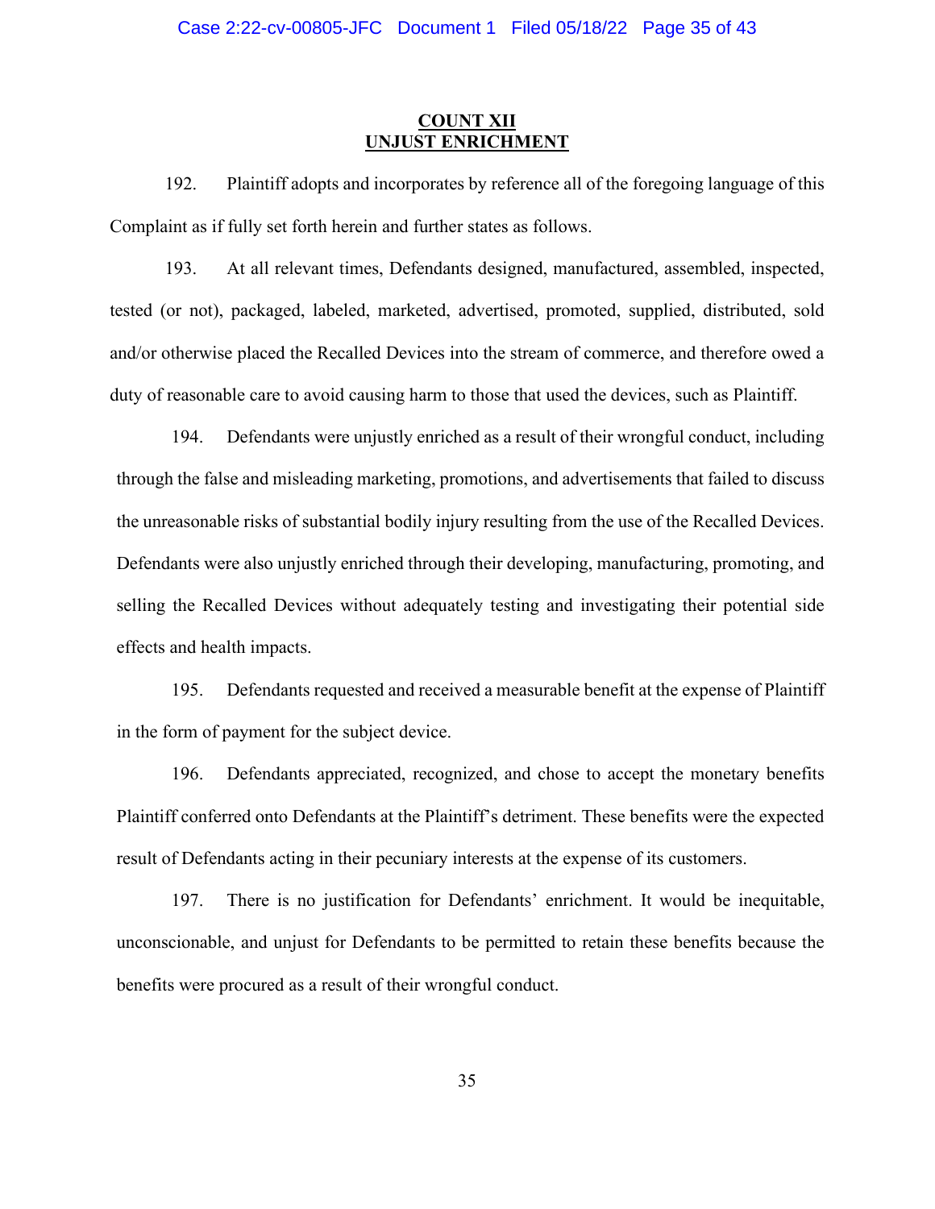## COUNT XII
## UNJUST ENRICHMENT

192. Plaintiff adopts and incorporates by reference all of the foregoing language of this Complaint as if fully set forth herein and further states as follows.

193. At all relevant times, Defendants designed, manufactured, assembled, inspected, tested (or not), packaged, labeled, marketed, advertised, promoted, supplied, distributed, sold and/or otherwise placed the Recalled Devices into the stream of commerce, and therefore owed a duty of reasonable care to avoid causing harm to those that used the devices, such as Plaintiff.

194. Defendants were unjustly enriched as a result of their wrongful conduct, including through the false and misleading marketing, promotions, and advertisements that failed to discuss the unreasonable risks of substantial bodily injury resulting from the use of the Recalled Devices. Defendants were also unjustly enriched through their developing, manufacturing, promoting, and selling the Recalled Devices without adequately testing and investigating their potential side effects and health impacts.

195. Defendants requested and received a measurable benefit at the expense of Plaintiff in the form of payment for the subject device.

196. Defendants appreciated, recognized, and chose to accept the monetary benefits Plaintiff conferred onto Defendants at the Plaintiff's detriment. These benefits were the expected result of Defendants acting in their pecuniary interests at the expense of its customers.

197. There is no justification for Defendants' enrichment. It would be inequitable, unconscionable, and unjust for Defendants to be permitted to retain these benefits because the benefits were procured as a result of their wrongful conduct.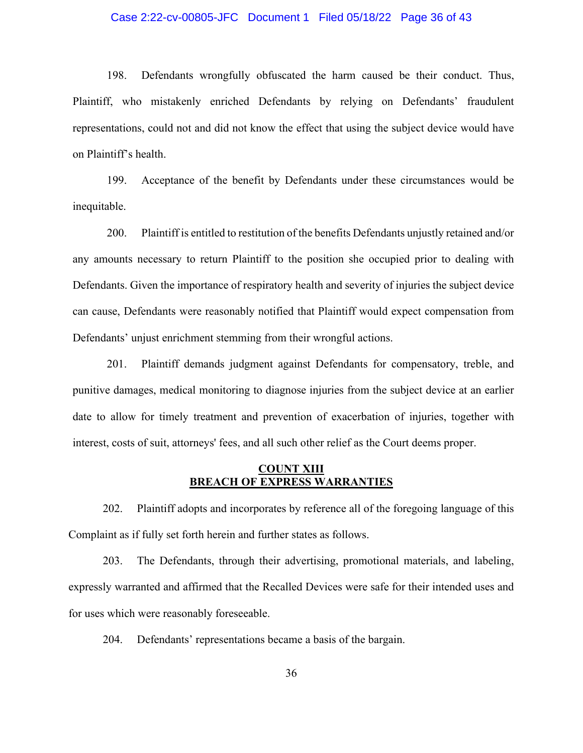198. Defendants wrongfully obfuscated the harm caused be their conduct. Thus, Plaintiff, who mistakenly enriched Defendants by relying on Defendants' fraudulent representations, could not and did not know the effect that using the subject device would have on Plaintiff's health.

199. Acceptance of the benefit by Defendants under these circumstances would be inequitable.

200. Plaintiff is entitled to restitution of the benefits Defendants unjustly retained and/or any amounts necessary to return Plaintiff to the position she occupied prior to dealing with Defendants. Given the importance of respiratory health and severity of injuries the subject device can cause, Defendants were reasonably notified that Plaintiff would expect compensation from Defendants' unjust enrichment stemming from their wrongful actions.

201. Plaintiff demands judgment against Defendants for compensatory, treble, and punitive damages, medical monitoring to diagnose injuries from the subject device at an earlier date to allow for timely treatment and prevention of exacerbation of injuries, together with interest, costs of suit, attorneys' fees, and all such other relief as the Court deems proper.

## COUNT XIII
## BREACH OF EXPRESS WARRANTIES

202. Plaintiff adopts and incorporates by reference all of the foregoing language of this Complaint as if fully set forth herein and further states as follows.

203. The Defendants, through their advertising, promotional materials, and labeling, expressly warranted and affirmed that the Recalled Devices were safe for their intended uses and for uses which were reasonably foreseeable.

204. Defendants' representations became a basis of the bargain.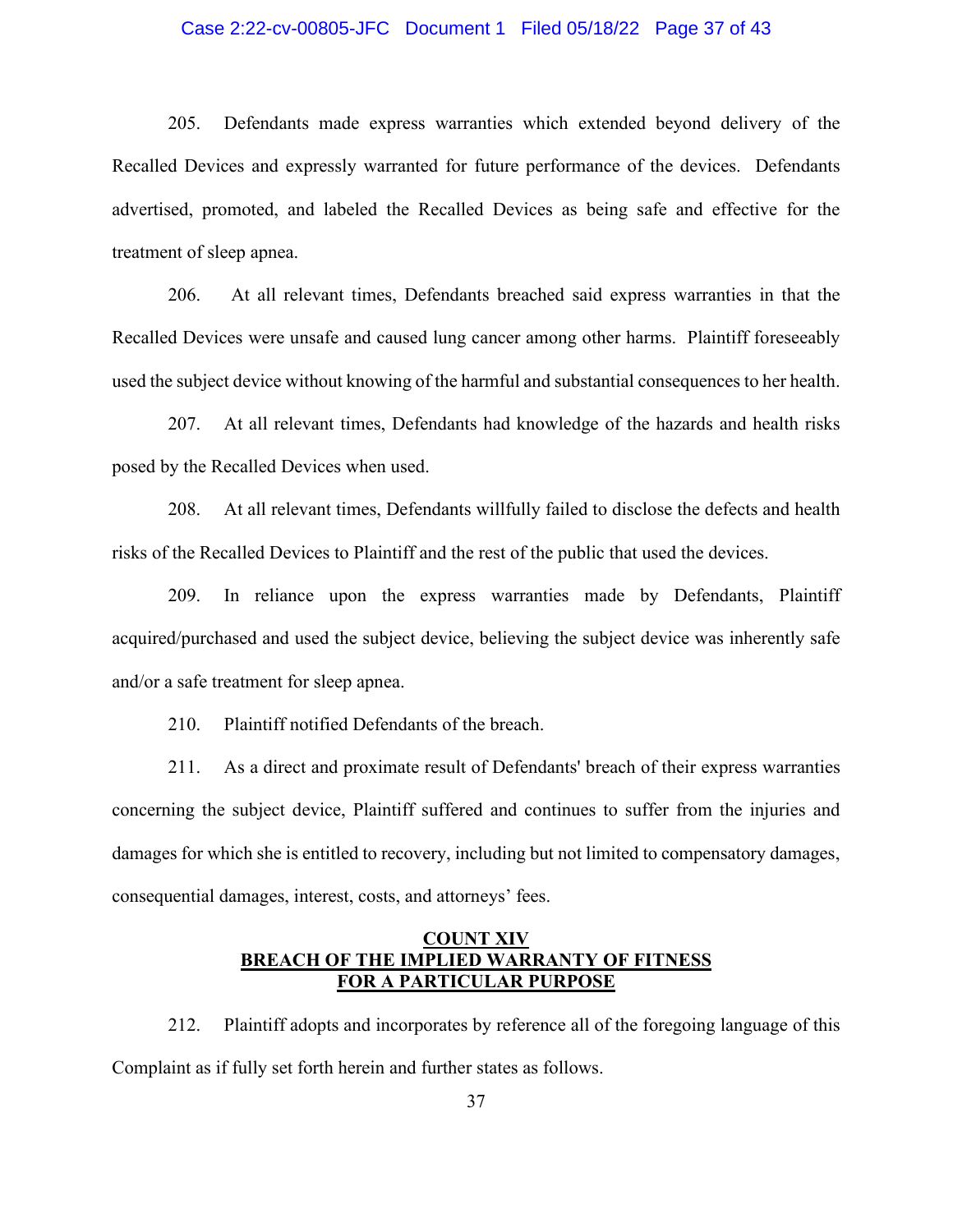205. Defendants made express warranties which extended beyond delivery of the Recalled Devices and expressly warranted for future performance of the devices. Defendants advertised, promoted, and labeled the Recalled Devices as being safe and effective for the treatment of sleep apnea.

206. At all relevant times, Defendants breached said express warranties in that the Recalled Devices were unsafe and caused lung cancer among other harms. Plaintiff foreseeably used the subject device without knowing of the harmful and substantial consequences to her health.

207. At all relevant times, Defendants had knowledge of the hazards and health risks posed by the Recalled Devices when used.

208. At all relevant times, Defendants willfully failed to disclose the defects and health risks of the Recalled Devices to Plaintiff and the rest of the public that used the devices.

209. In reliance upon the express warranties made by Defendants, Plaintiff acquired/purchased and used the subject device, believing the subject device was inherently safe and/or a safe treatment for sleep apnea.

210. Plaintiff notified Defendants of the breach.

211. As a direct and proximate result of Defendants' breach of their express warranties concerning the subject device, Plaintiff suffered and continues to suffer from the injuries and damages for which she is entitled to recovery, including but not limited to compensatory damages, consequential damages, interest, costs, and attorneys' fees.

## COUNT XIV
## BREACH OF THE IMPLIED WARRANTY OF FITNESS FOR A PARTICULAR PURPOSE

212. Plaintiff adopts and incorporates by reference all of the foregoing language of this Complaint as if fully set forth herein and further states as follows.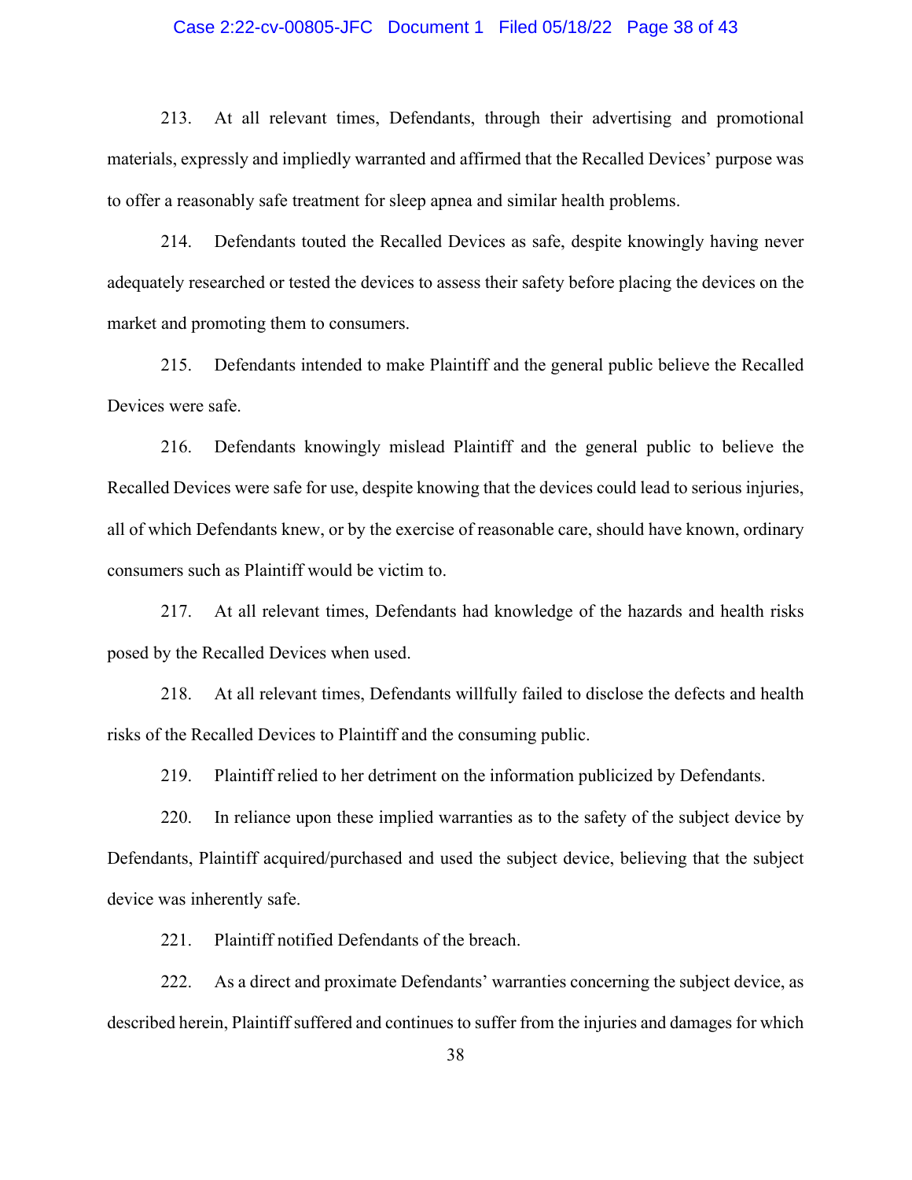213. At all relevant times, Defendants, through their advertising and promotional materials, expressly and impliedly warranted and affirmed that the Recalled Devices' purpose was to offer a reasonably safe treatment for sleep apnea and similar health problems.

214. Defendants touted the Recalled Devices as safe, despite knowingly having never adequately researched or tested the devices to assess their safety before placing the devices on the market and promoting them to consumers.

215. Defendants intended to make Plaintiff and the general public believe the Recalled Devices were safe.

216. Defendants knowingly mislead Plaintiff and the general public to believe the Recalled Devices were safe for use, despite knowing that the devices could lead to serious injuries, all of which Defendants knew, or by the exercise of reasonable care, should have known, ordinary consumers such as Plaintiff would be victim to.

217. At all relevant times, Defendants had knowledge of the hazards and health risks posed by the Recalled Devices when used.

218. At all relevant times, Defendants willfully failed to disclose the defects and health risks of the Recalled Devices to Plaintiff and the consuming public.

219. Plaintiff relied to her detriment on the information publicized by Defendants.

220. In reliance upon these implied warranties as to the safety of the subject device by Defendants, Plaintiff acquired/purchased and used the subject device, believing that the subject device was inherently safe.

221. Plaintiff notified Defendants of the breach.

222. As a direct and proximate Defendants' warranties concerning the subject device, as described herein, Plaintiff suffered and continues to suffer from the injuries and damages for which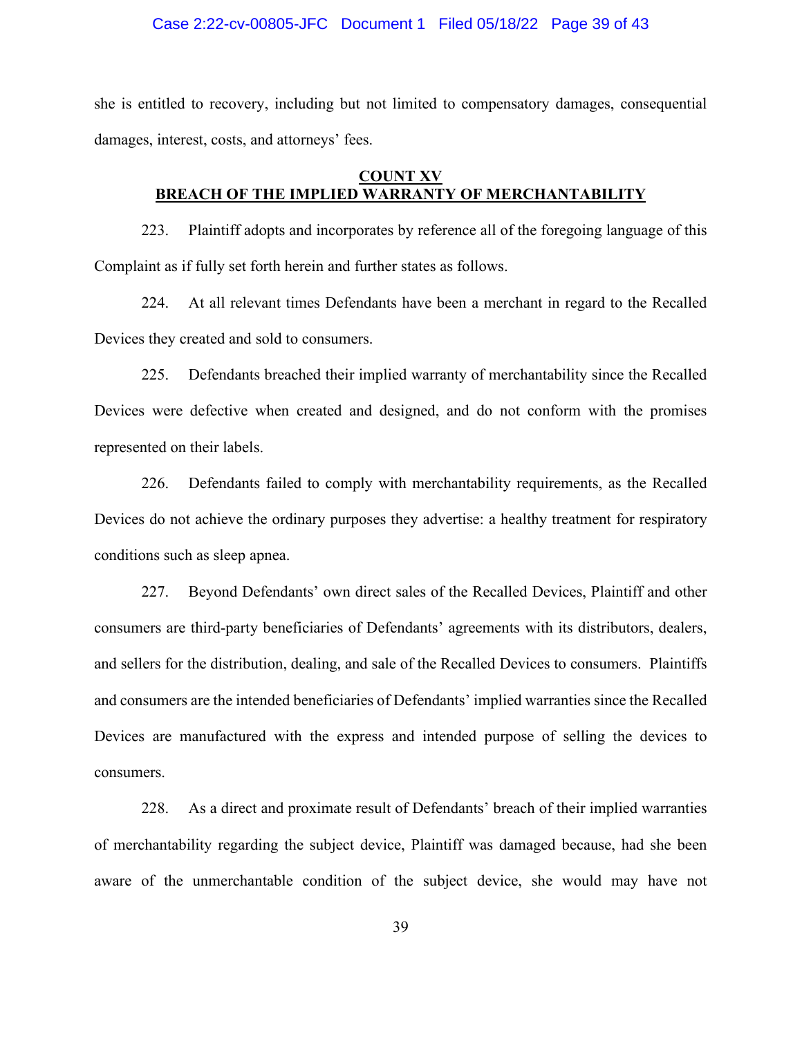she is entitled to recovery, including but not limited to compensatory damages, consequential damages, interest, costs, and attorneys' fees.

## COUNT XV
## BREACH OF THE IMPLIED WARRANTY OF MERCHANTABILITY

223. Plaintiff adopts and incorporates by reference all of the foregoing language of this Complaint as if fully set forth herein and further states as follows.

224. At all relevant times Defendants have been a merchant in regard to the Recalled Devices they created and sold to consumers.

225. Defendants breached their implied warranty of merchantability since the Recalled Devices were defective when created and designed, and do not conform with the promises represented on their labels.

226. Defendants failed to comply with merchantability requirements, as the Recalled Devices do not achieve the ordinary purposes they advertise: a healthy treatment for respiratory conditions such as sleep apnea.

227. Beyond Defendants' own direct sales of the Recalled Devices, Plaintiff and other consumers are third-party beneficiaries of Defendants' agreements with its distributors, dealers, and sellers for the distribution, dealing, and sale of the Recalled Devices to consumers. Plaintiffs and consumers are the intended beneficiaries of Defendants' implied warranties since the Recalled Devices are manufactured with the express and intended purpose of selling the devices to consumers.

228. As a direct and proximate result of Defendants' breach of their implied warranties of merchantability regarding the subject device, Plaintiff was damaged because, had she been aware of the unmerchantable condition of the subject device, she would may have not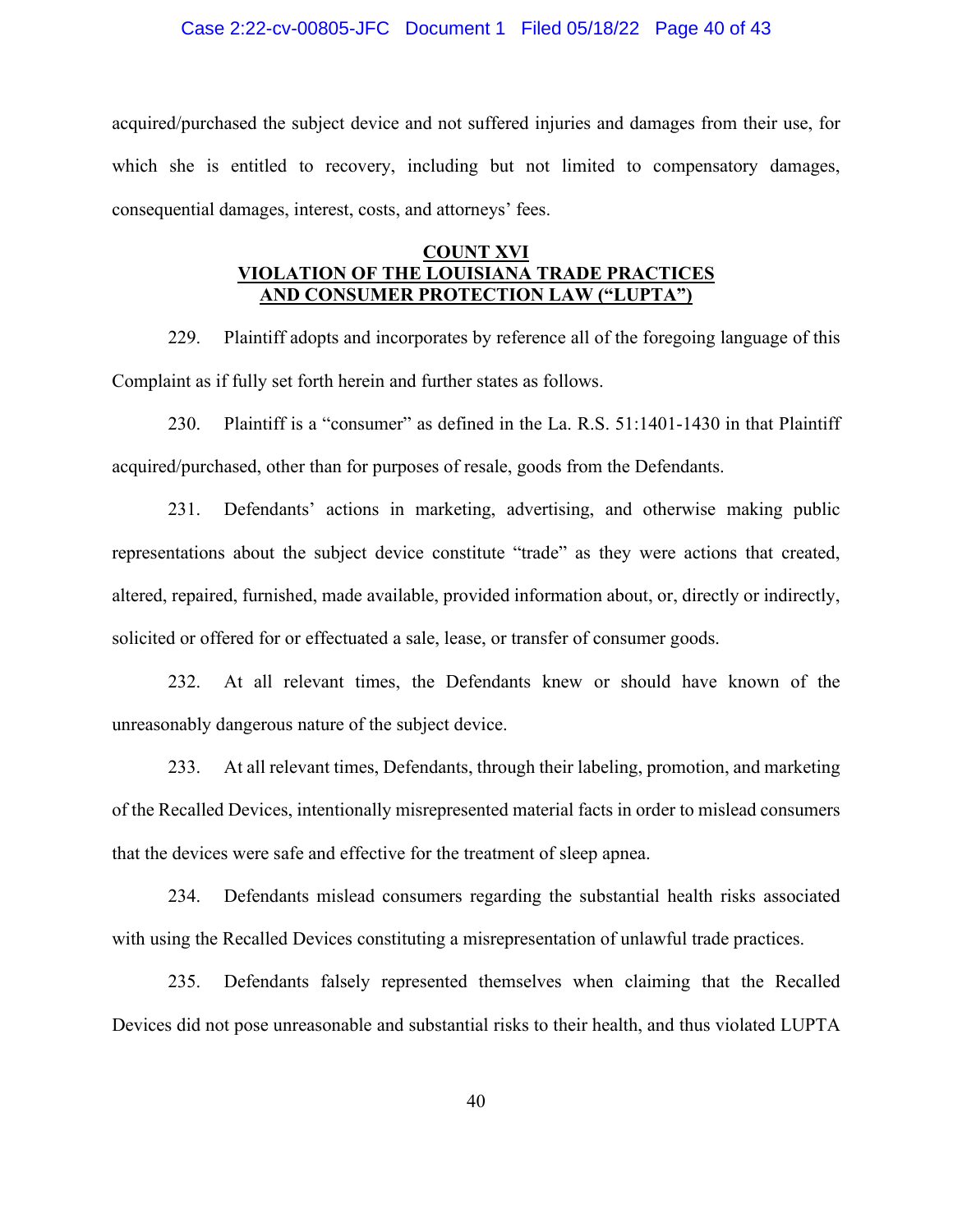acquired/purchased the subject device and not suffered injuries and damages from their use, for which she is entitled to recovery, including but not limited to compensatory damages, consequential damages, interest, costs, and attorneys' fees.

**COUNT XVI**
**VIOLATION OF THE LOUISIANA TRADE PRACTICES AND CONSUMER PROTECTION LAW ("LUPTA")**

229. Plaintiff adopts and incorporates by reference all of the foregoing language of this Complaint as if fully set forth herein and further states as follows.

230. Plaintiff is a "consumer" as defined in the La. R.S. 51:1401-1430 in that Plaintiff acquired/purchased, other than for purposes of resale, goods from the Defendants.

231. Defendants' actions in marketing, advertising, and otherwise making public representations about the subject device constitute "trade" as they were actions that created, altered, repaired, furnished, made available, provided information about, or, directly or indirectly, solicited or offered for or effectuated a sale, lease, or transfer of consumer goods.

232. At all relevant times, the Defendants knew or should have known of the unreasonably dangerous nature of the subject device.

233. At all relevant times, Defendants, through their labeling, promotion, and marketing of the Recalled Devices, intentionally misrepresented material facts in order to mislead consumers that the devices were safe and effective for the treatment of sleep apnea.

234. Defendants mislead consumers regarding the substantial health risks associated with using the Recalled Devices constituting a misrepresentation of unlawful trade practices.

235. Defendants falsely represented themselves when claiming that the Recalled Devices did not pose unreasonable and substantial risks to their health, and thus violated LUPTA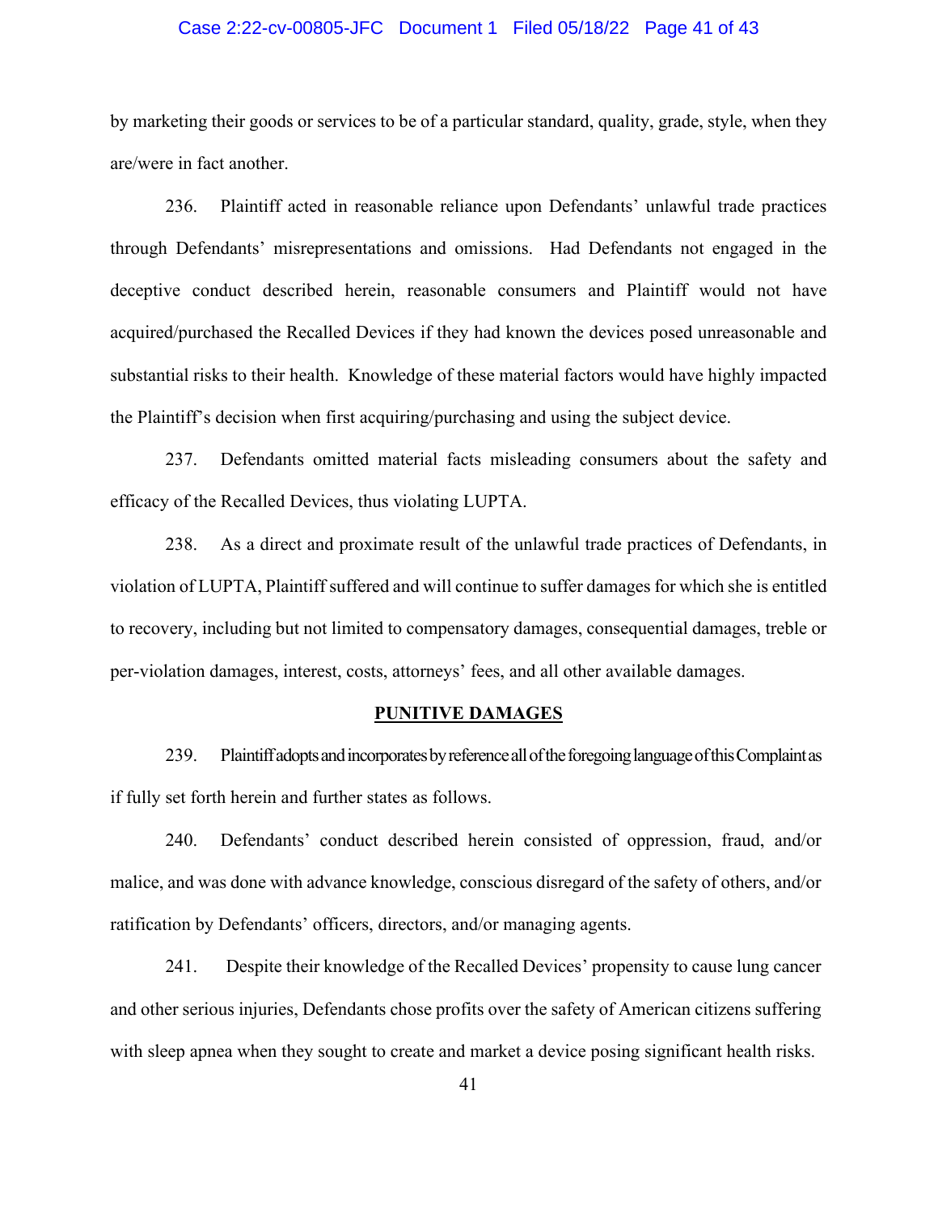by marketing their goods or services to be of a particular standard, quality, grade, style, when they are/were in fact another.

236. Plaintiff acted in reasonable reliance upon Defendants' unlawful trade practices through Defendants' misrepresentations and omissions. Had Defendants not engaged in the deceptive conduct described herein, reasonable consumers and Plaintiff would not have acquired/purchased the Recalled Devices if they had known the devices posed unreasonable and substantial risks to their health. Knowledge of these material factors would have highly impacted the Plaintiff's decision when first acquiring/purchasing and using the subject device.

237. Defendants omitted material facts misleading consumers about the safety and efficacy of the Recalled Devices, thus violating LUPTA.

238. As a direct and proximate result of the unlawful trade practices of Defendants, in violation of LUPTA, Plaintiff suffered and will continue to suffer damages for which she is entitled to recovery, including but not limited to compensatory damages, consequential damages, treble or per-violation damages, interest, costs, attorneys' fees, and all other available damages.

## PUNITIVE DAMAGES

239. Plaintiff adopts and incorporates by reference all of the foregoing language of this Complaint as if fully set forth herein and further states as follows.

240. Defendants' conduct described herein consisted of oppression, fraud, and/or malice, and was done with advance knowledge, conscious disregard of the safety of others, and/or ratification by Defendants' officers, directors, and/or managing agents.

241. Despite their knowledge of the Recalled Devices' propensity to cause lung cancer and other serious injuries, Defendants chose profits over the safety of American citizens suffering with sleep apnea when they sought to create and market a device posing significant health risks.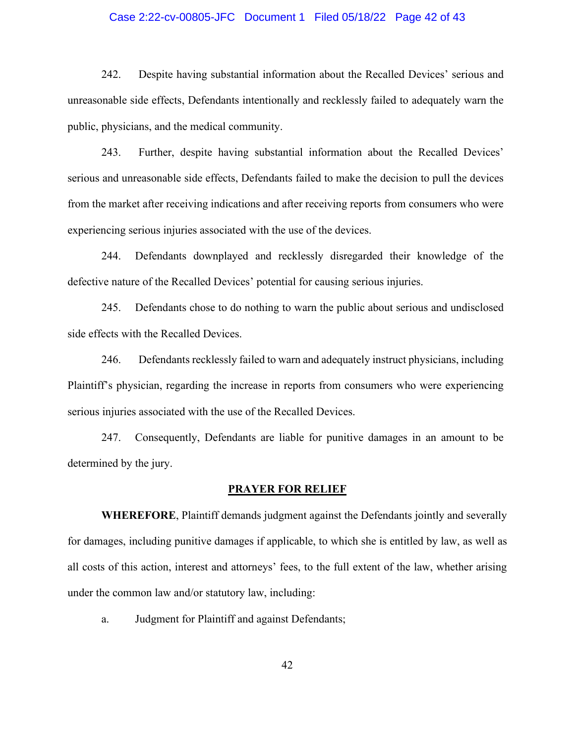242. Despite having substantial information about the Recalled Devices' serious and unreasonable side effects, Defendants intentionally and recklessly failed to adequately warn the public, physicians, and the medical community.

243. Further, despite having substantial information about the Recalled Devices' serious and unreasonable side effects, Defendants failed to make the decision to pull the devices from the market after receiving indications and after receiving reports from consumers who were experiencing serious injuries associated with the use of the devices.

244. Defendants downplayed and recklessly disregarded their knowledge of the defective nature of the Recalled Devices' potential for causing serious injuries.

245. Defendants chose to do nothing to warn the public about serious and undisclosed side effects with the Recalled Devices.

246. Defendants recklessly failed to warn and adequately instruct physicians, including Plaintiff's physician, regarding the increase in reports from consumers who were experiencing serious injuries associated with the use of the Recalled Devices.

247. Consequently, Defendants are liable for punitive damages in an amount to be determined by the jury.

## PRAYER FOR RELIEF

**WHEREFORE**, Plaintiff demands judgment against the Defendants jointly and severally for damages, including punitive damages if applicable, to which she is entitled by law, as well as all costs of this action, interest and attorneys' fees, to the full extent of the law, whether arising under the common law and/or statutory law, including:

a. Judgment for Plaintiff and against Defendants;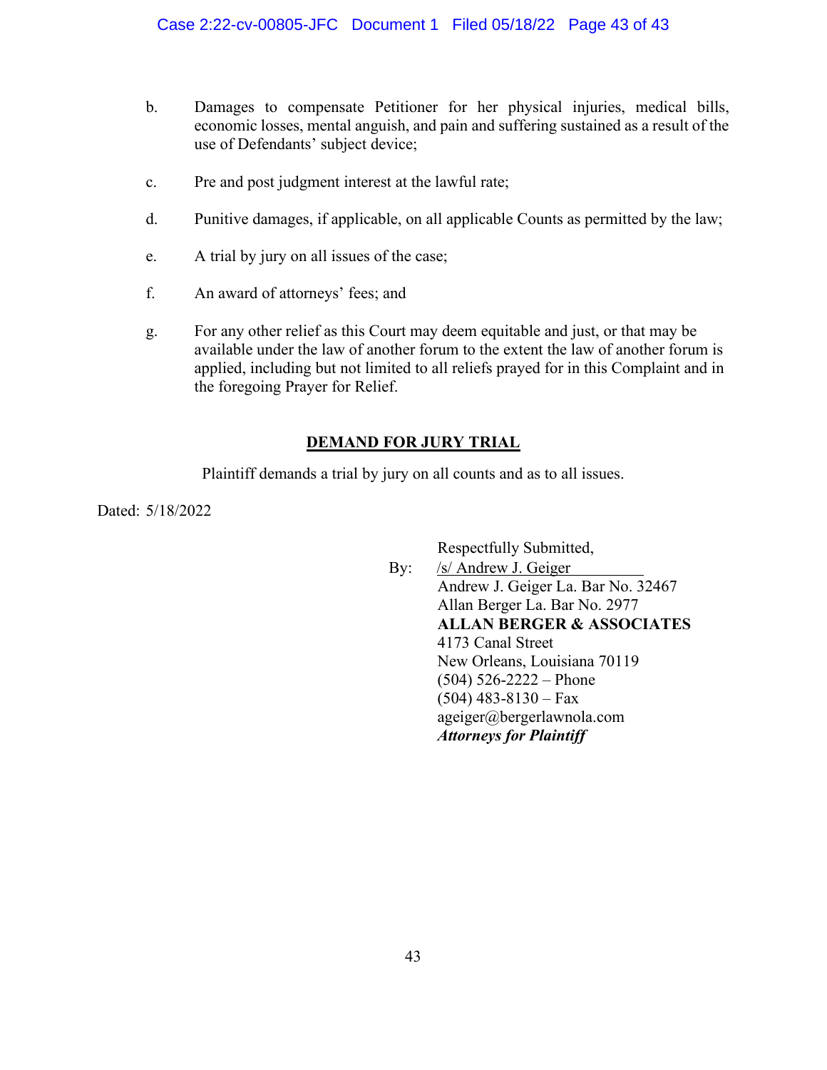b. Damages to compensate Petitioner for her physical injuries, medical bills, economic losses, mental anguish, and pain and suffering sustained as a result of the use of Defendants' subject device;

c. Pre and post judgment interest at the lawful rate;

d. Punitive damages, if applicable, on all applicable Counts as permitted by the law;

e. A trial by jury on all issues of the case;

f. An award of attorneys' fees; and

g. For any other relief as this Court may deem equitable and just, or that may be available under the law of another forum to the extent the law of another forum is applied, including but not limited to all reliefs prayed for in this Complaint and in the foregoing Prayer for Relief.

## DEMAND FOR JURY TRIAL

Plaintiff demands a trial by jury on all counts and as to all issues.

Dated: 5/18/2022

Respectfully Submitted,

By: /s/ Andrew J. Geiger
Andrew J. Geiger La. Bar No. 32467
Allan Berger La. Bar No. 2977
**ALLAN BERGER & ASSOCIATES**
4173 Canal Street
New Orleans, Louisiana 70119
(504) 526-2222 – Phone
(504) 483-8130 – Fax
ageiger@bergerlawnola.com
***Attorneys for Plaintiff***